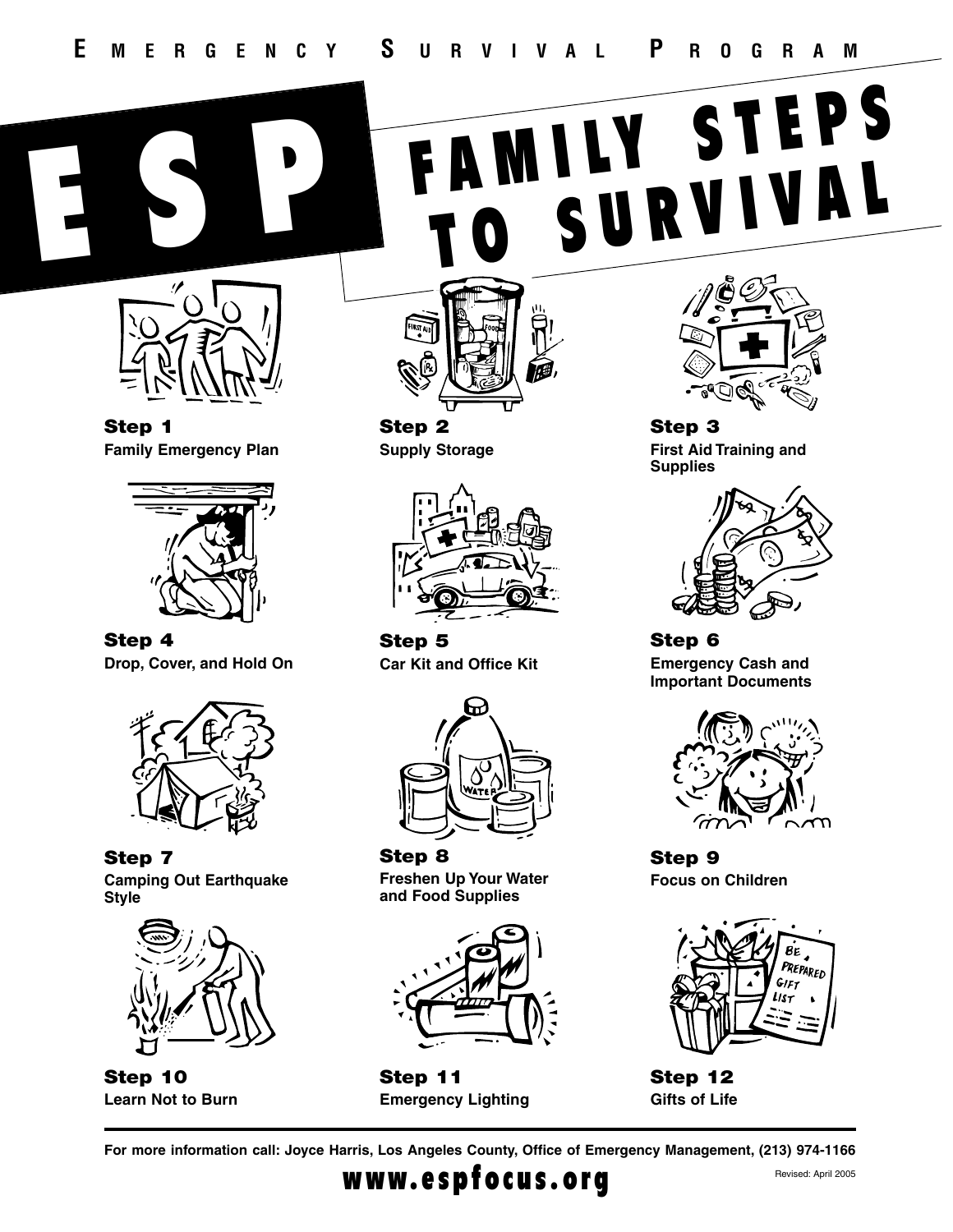EMERGENCY SURVIVAL PROGRAM

# ESP FAMILY STEPS TO SURVIVAL

**Step 1**
**Family Emergency Plan**

**Step 2**
**Supply Storage**

**Step 3**
**First Aid Training and Supplies**

**Step 4**
**Drop, Cover, and Hold On**

**Step 5**
**Car Kit and Office Kit**

**Step 6**
**Emergency Cash and Important Documents**

**Step 7**
**Camping Out Earthquake Style**

**Step 8**
**Freshen Up Your Water and Food Supplies**

**Step 9**
**Focus on Children**

**Step 10**
**Learn Not to Burn**

**Step 11**
**Emergency Lighting**

**Step 12**
**Gifts of Life**

**For more information call: Joyce Harris, Los Angeles County, Office of Emergency Management, (213) 974-1166**

**www.espfocus.org**

Revised: April 2005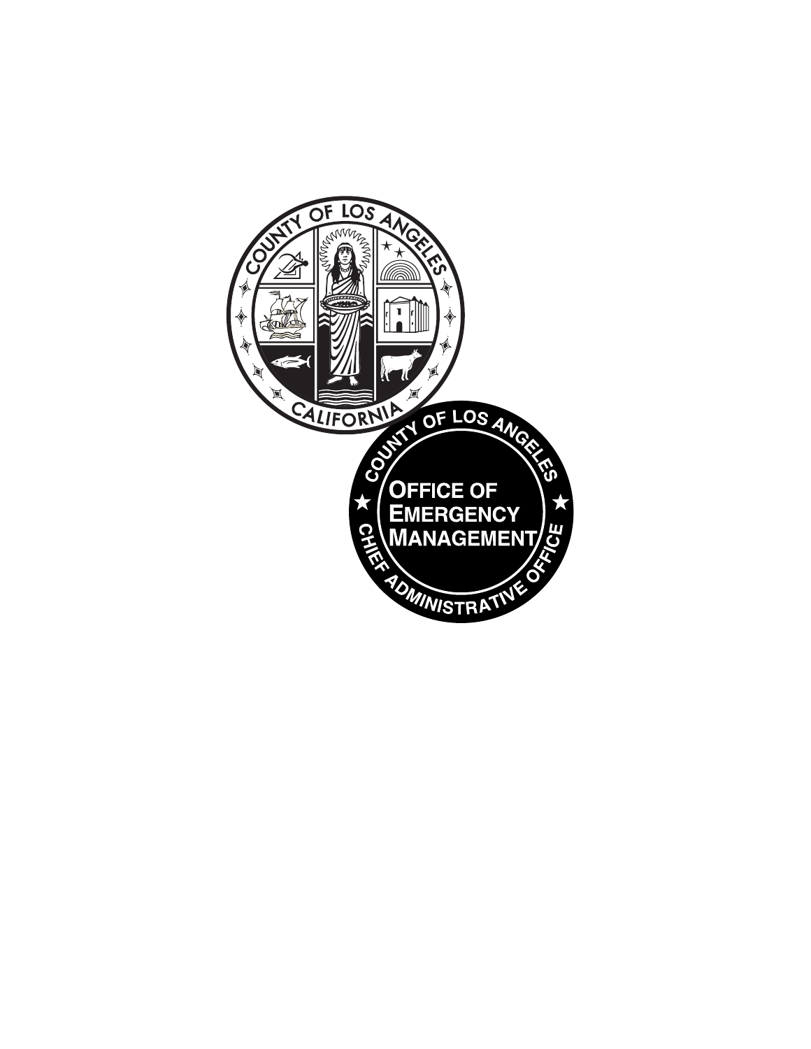COUNTY OF LOS ANGELES

CALIFORNIA

COUNTY OF LOS ANGELES

OFFICE OF EMERGENCY MANAGEMENT

CHIEF ADMINISTRATIVE OFFICE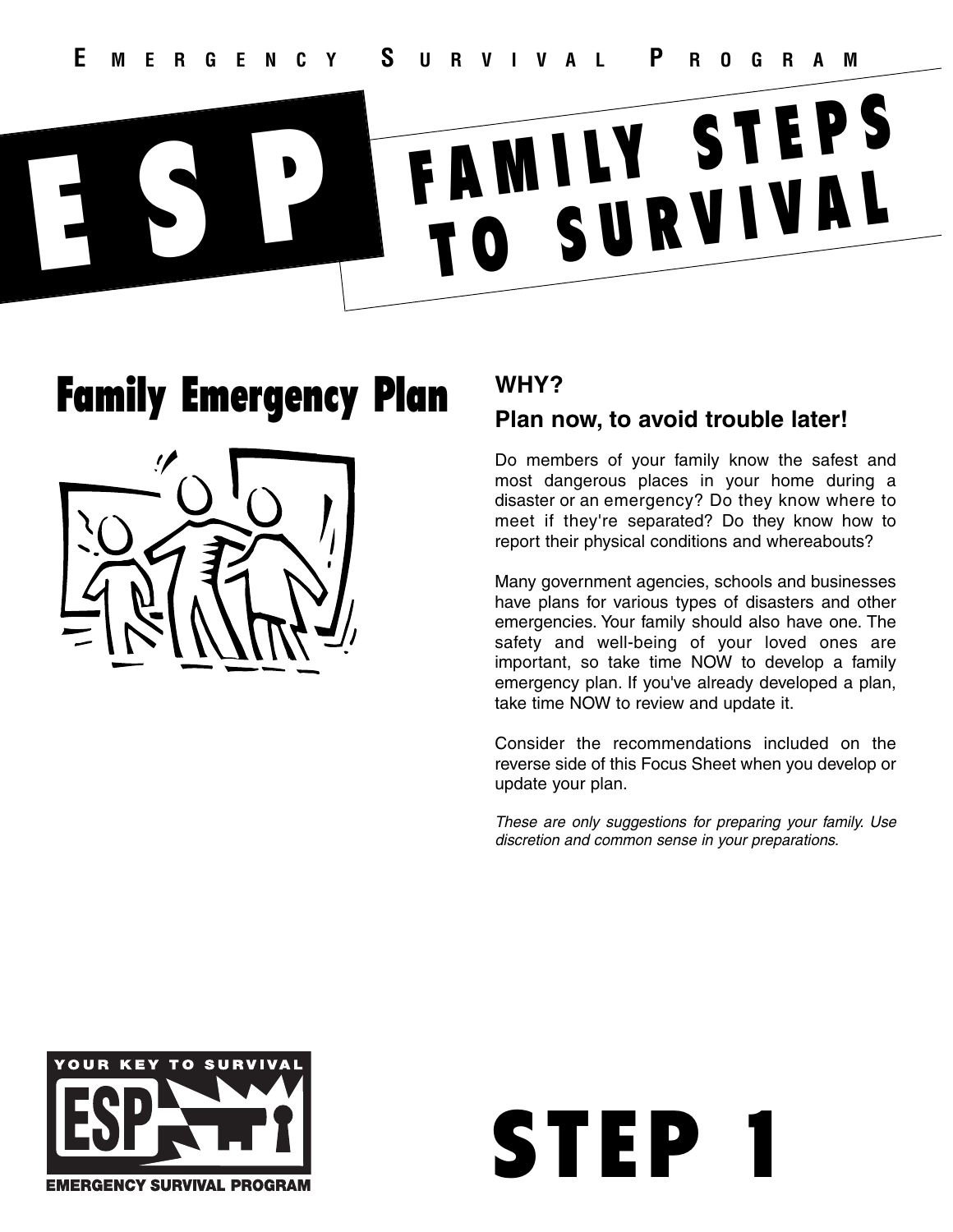EMERGENCY SURVIVAL PROGRAM

# ESP FAMILY STEPS TO SURVIVAL

## Family Emergency Plan

**WHY?**

### Plan now, to avoid trouble later!

Do members of your family know the safest and most dangerous places in your home during a disaster or an emergency? Do they know where to meet if they're separated? Do they know how to report their physical conditions and whereabouts?

Many government agencies, schools and businesses have plans for various types of disasters and other emergencies. Your family should also have one. The safety and well-being of your loved ones are important, so take time NOW to develop a family emergency plan. If you've already developed a plan, take time NOW to review and update it.

Consider the recommendations included on the reverse side of this Focus Sheet when you develop or update your plan.

*These are only suggestions for preparing your family. Use discretion and common sense in your preparations.*

YOUR KEY TO SURVIVAL
ESP
EMERGENCY SURVIVAL PROGRAM

# STEP 1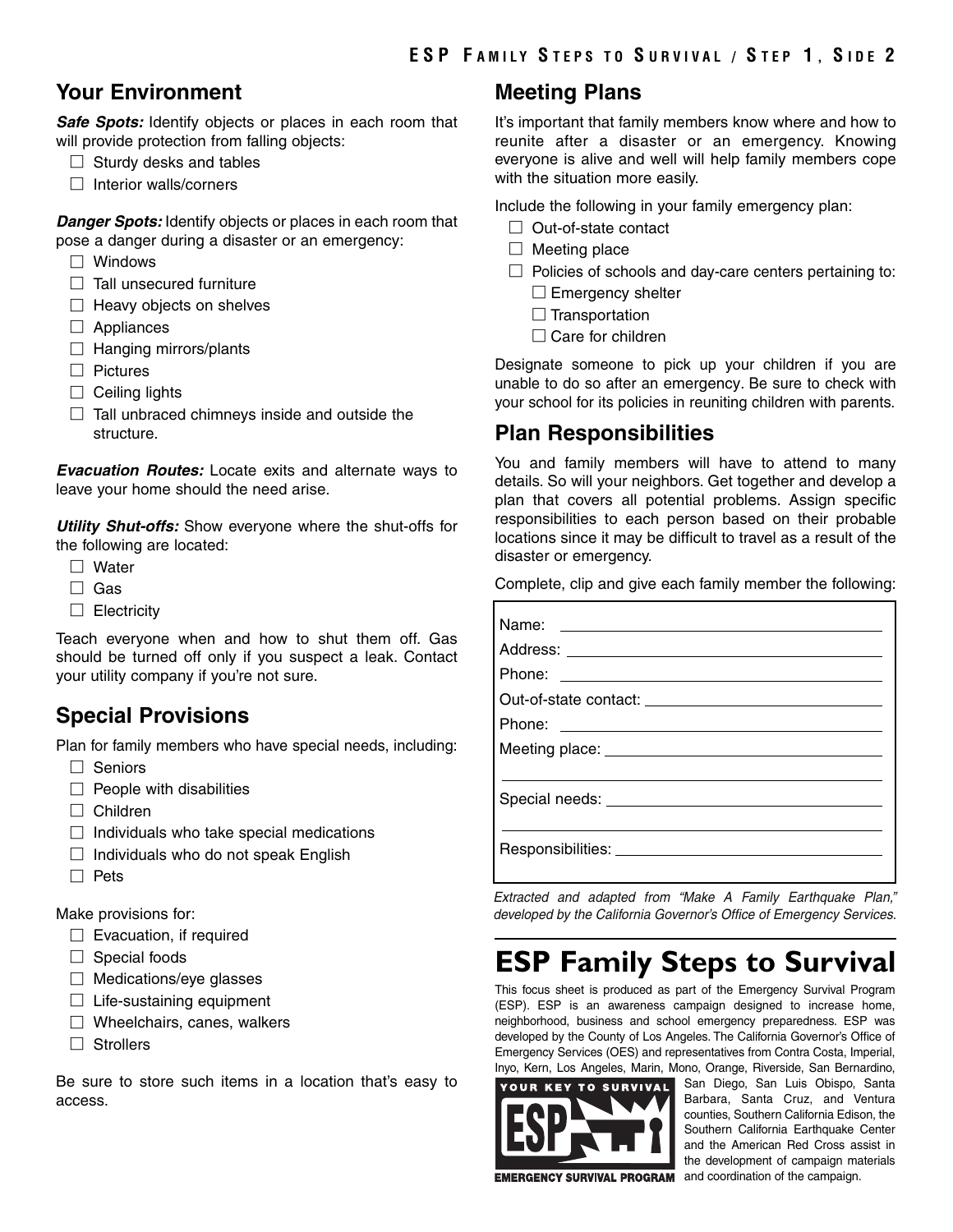## Your Environment

***Safe Spots:*** Identify objects or places in each room that will provide protection from falling objects:

- ☐ Sturdy desks and tables
- ☐ Interior walls/corners

***Danger Spots:*** Identify objects or places in each room that pose a danger during a disaster or an emergency:

- ☐ Windows
- ☐ Tall unsecured furniture
- ☐ Heavy objects on shelves
- ☐ Appliances
- ☐ Hanging mirrors/plants
- ☐ Pictures
- ☐ Ceiling lights
- ☐ Tall unbraced chimneys inside and outside the structure.

***Evacuation Routes:*** Locate exits and alternate ways to leave your home should the need arise.

***Utility Shut-offs:*** Show everyone where the shut-offs for the following are located:

- ☐ Water
- ☐ Gas
- ☐ Electricity

Teach everyone when and how to shut them off. Gas should be turned off only if you suspect a leak. Contact your utility company if you're not sure.

## Special Provisions

Plan for family members who have special needs, including:

- ☐ Seniors
- ☐ People with disabilities
- ☐ Children
- ☐ Individuals who take special medications
- ☐ Individuals who do not speak English
- ☐ Pets

Make provisions for:

- ☐ Evacuation, if required
- ☐ Special foods
- ☐ Medications/eye glasses
- ☐ Life-sustaining equipment
- ☐ Wheelchairs, canes, walkers
- ☐ Strollers

Be sure to store such items in a location that's easy to access.

## Meeting Plans

It's important that family members know where and how to reunite after a disaster or an emergency. Knowing everyone is alive and well will help family members cope with the situation more easily.

Include the following in your family emergency plan:

- ☐ Out-of-state contact
- ☐ Meeting place
- ☐ Policies of schools and day-care centers pertaining to:
  - ☐ Emergency shelter
  - ☐ Transportation
  - ☐ Care for children

Designate someone to pick up your children if you are unable to do so after an emergency. Be sure to check with your school for its policies in reuniting children with parents.

## Plan Responsibilities

You and family members will have to attend to many details. So will your neighbors. Get together and develop a plan that covers all potential problems. Assign specific responsibilities to each person based on their probable locations since it may be difficult to travel as a result of the disaster or emergency.

Complete, clip and give each family member the following:

Name: ______________________________

Address: ______________________________

Phone: ______________________________

Out-of-state contact: ______________________________

Phone: ______________________________

Meeting place: ______________________________

______________________________

Special needs: ______________________________

______________________________

Responsibilities: ______________________________

*Extracted and adapted from "Make A Family Earthquake Plan," developed by the California Governor's Office of Emergency Services.*

# ESP Family Steps to Survival

This focus sheet is produced as part of the Emergency Survival Program (ESP). ESP is an awareness campaign designed to increase home, neighborhood, business and school emergency preparedness. ESP was developed by the County of Los Angeles. The California Governor's Office of Emergency Services (OES) and representatives from Contra Costa, Imperial, Inyo, Kern, Los Angeles, Marin, Mono, Orange, Riverside, San Bernardino, San Diego, San Luis Obispo, Santa Barbara, Santa Cruz, and Ventura counties, Southern California Edison, the Southern California Earthquake Center and the American Red Cross assist in the development of campaign materials and coordination of the campaign.

YOUR KEY TO SURVIVAL

EMERGENCY SURVIVAL PROGRAM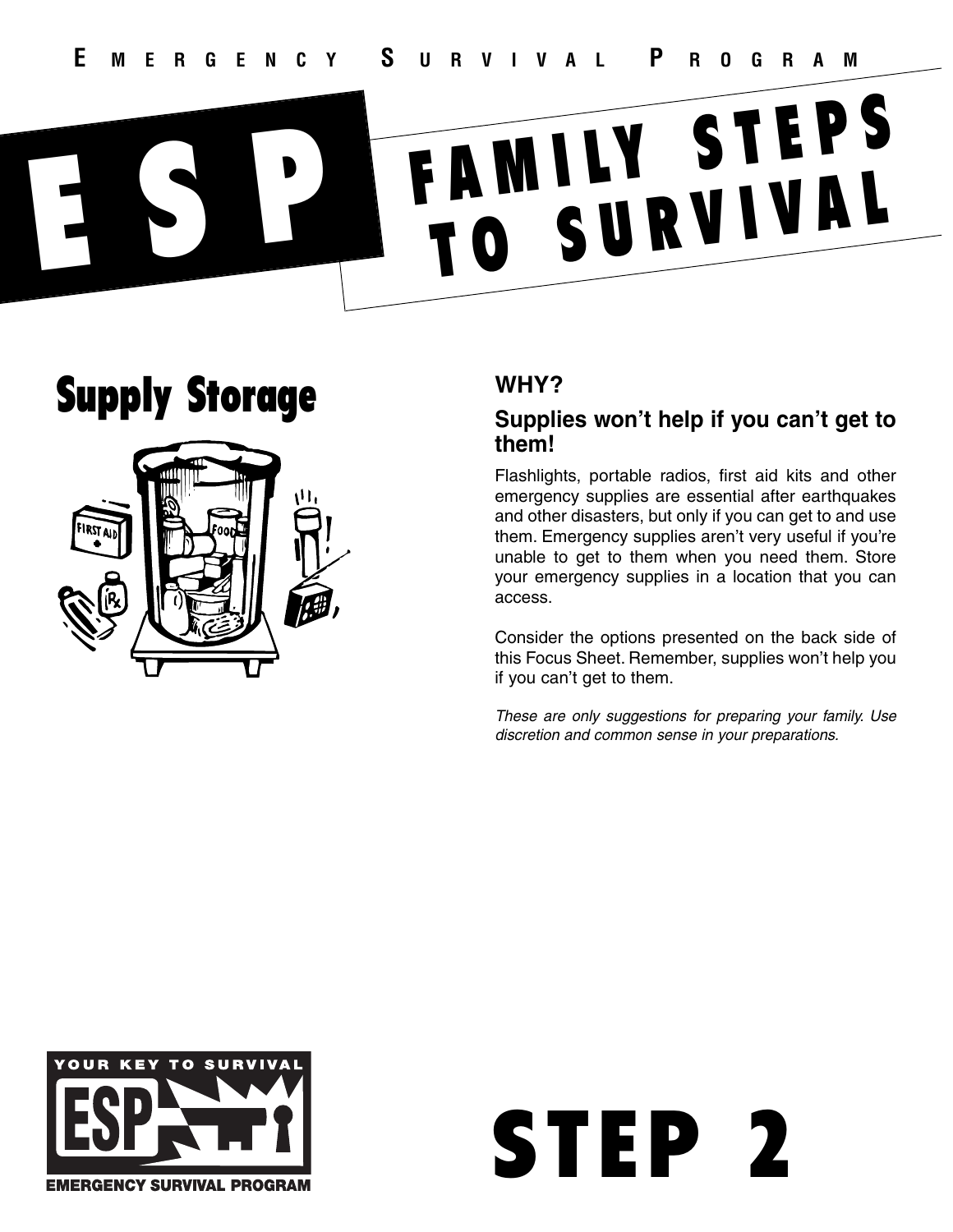EMERGENCY SURVIVAL PROGRAM

# ESP FAMILY STEPS TO SURVIVAL

## Supply Storage

### WHY?

### Supplies won't help if you can't get to them!

Flashlights, portable radios, first aid kits and other emergency supplies are essential after earthquakes and other disasters, but only if you can get to and use them. Emergency supplies aren't very useful if you're unable to get to them when you need them. Store your emergency supplies in a location that you can access.

Consider the options presented on the back side of this Focus Sheet. Remember, supplies won't help you if you can't get to them.

*These are only suggestions for preparing your family. Use discretion and common sense in your preparations.*

YOUR KEY TO SURVIVAL

ESP

EMERGENCY SURVIVAL PROGRAM

# STEP 2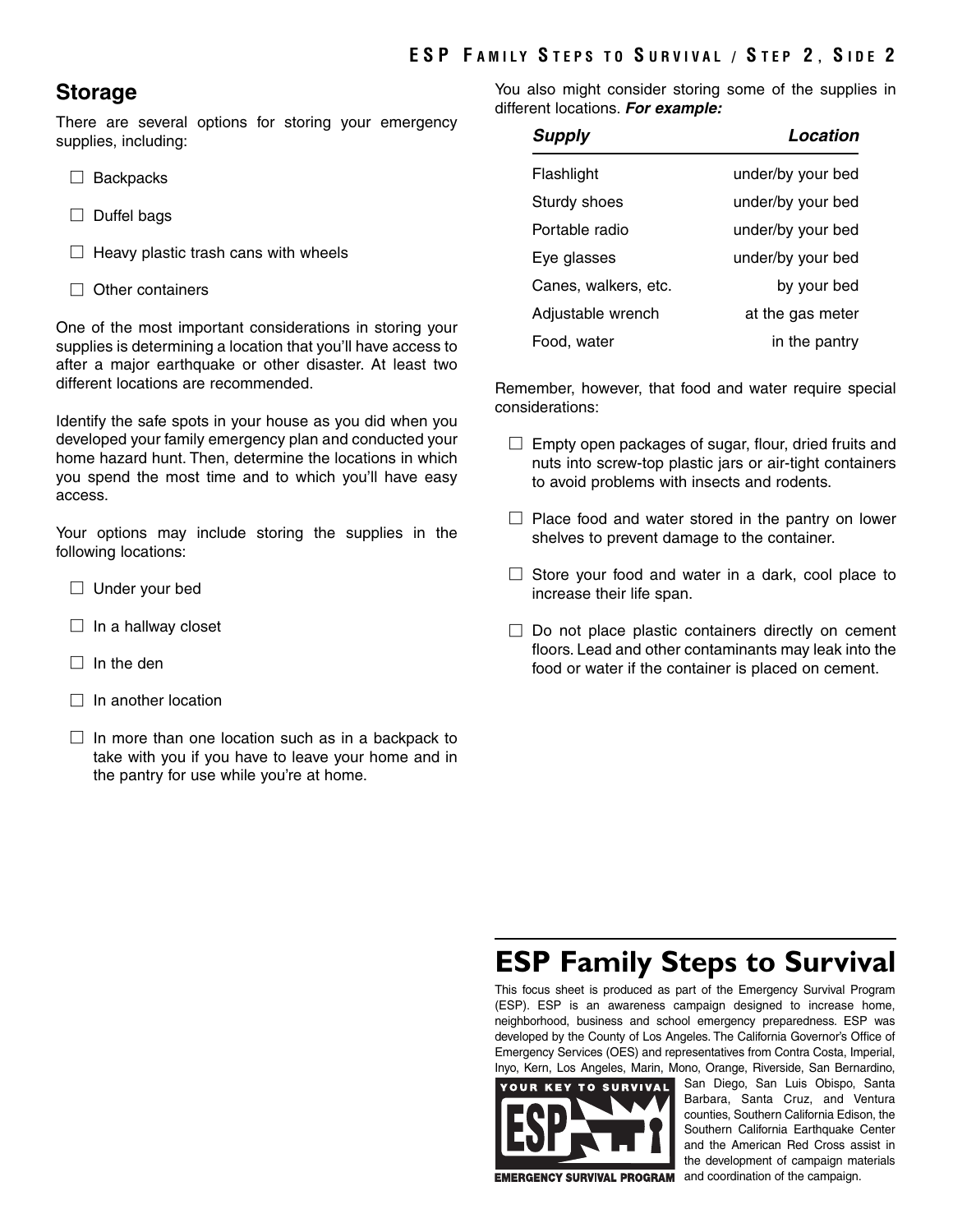## Storage

There are several options for storing your emergency supplies, including:

- ☐ Backpacks
- ☐ Duffel bags
- ☐ Heavy plastic trash cans with wheels
- ☐ Other containers

One of the most important considerations in storing your supplies is determining a location that you'll have access to after a major earthquake or other disaster. At least two different locations are recommended.

Identify the safe spots in your house as you did when you developed your family emergency plan and conducted your home hazard hunt. Then, determine the locations in which you spend the most time and to which you'll have easy access.

Your options may include storing the supplies in the following locations:

- ☐ Under your bed
- ☐ In a hallway closet
- ☐ In the den
- ☐ In another location
- ☐ In more than one location such as in a backpack to take with you if you have to leave your home and in the pantry for use while you're at home.

You also might consider storing some of the supplies in different locations. ***For example:***

| *Supply* | *Location* |
|---|---|
| Flashlight | under/by your bed |
| Sturdy shoes | under/by your bed |
| Portable radio | under/by your bed |
| Eye glasses | under/by your bed |
| Canes, walkers, etc. | by your bed |
| Adjustable wrench | at the gas meter |
| Food, water | in the pantry |

Remember, however, that food and water require special considerations:

- ☐ Empty open packages of sugar, flour, dried fruits and nuts into screw-top plastic jars or air-tight containers to avoid problems with insects and rodents.
- ☐ Place food and water stored in the pantry on lower shelves to prevent damage to the container.
- ☐ Store your food and water in a dark, cool place to increase their life span.
- ☐ Do not place plastic containers directly on cement floors. Lead and other contaminants may leak into the food or water if the container is placed on cement.

## ESP Family Steps to Survival

This focus sheet is produced as part of the Emergency Survival Program (ESP). ESP is an awareness campaign designed to increase home, neighborhood, business and school emergency preparedness. ESP was developed by the County of Los Angeles. The California Governor's Office of Emergency Services (OES) and representatives from Contra Costa, Imperial, Inyo, Kern, Los Angeles, Marin, Mono, Orange, Riverside, San Bernardino, San Diego, San Luis Obispo, Santa Barbara, Santa Cruz, and Ventura counties, Southern California Edison, the Southern California Earthquake Center and the American Red Cross assist in the development of campaign materials and coordination of the campaign.

YOUR KEY TO SURVIVAL
ESP
EMERGENCY SURVIVAL PROGRAM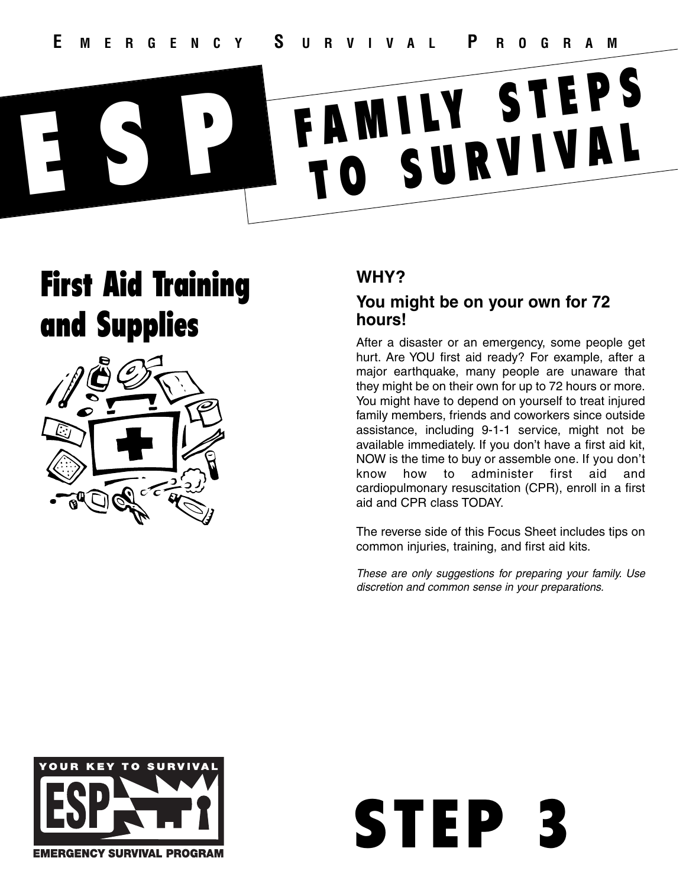EMERGENCY SURVIVAL PROGRAM

# ESP FAMILY STEPS TO SURVIVAL

## First Aid Training and Supplies

### WHY?

### You might be on your own for 72 hours!

After a disaster or an emergency, some people get hurt. Are YOU first aid ready? For example, after a major earthquake, many people are unaware that they might be on their own for up to 72 hours or more. You might have to depend on yourself to treat injured family members, friends and coworkers since outside assistance, including 9-1-1 service, might not be available immediately. If you don't have a first aid kit, NOW is the time to buy or assemble one. If you don't know how to administer first aid and cardiopulmonary resuscitation (CPR), enroll in a first aid and CPR class TODAY.

The reverse side of this Focus Sheet includes tips on common injuries, training, and first aid kits.

*These are only suggestions for preparing your family. Use discretion and common sense in your preparations.*

YOUR KEY TO SURVIVAL

ESP

EMERGENCY SURVIVAL PROGRAM

# STEP 3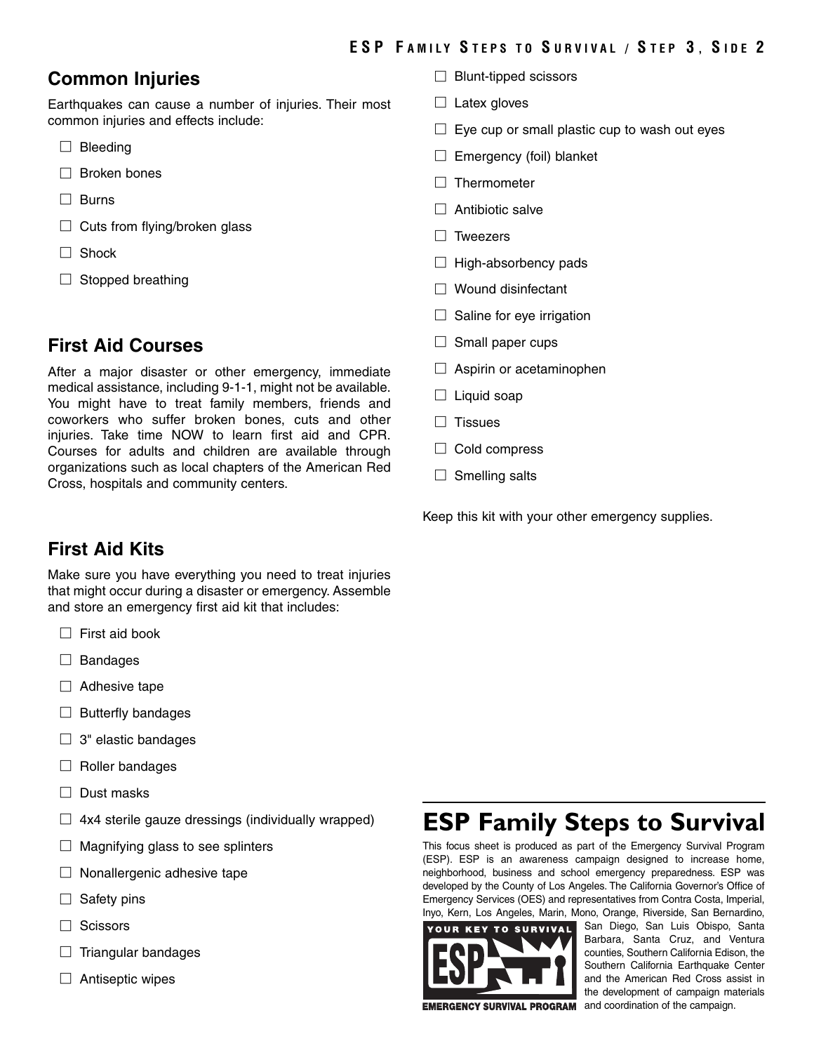## Common Injuries

Earthquakes can cause a number of injuries. Their most common injuries and effects include:

- ☐ Bleeding
- ☐ Broken bones
- ☐ Burns
- ☐ Cuts from flying/broken glass
- ☐ Shock
- ☐ Stopped breathing

## First Aid Courses

After a major disaster or other emergency, immediate medical assistance, including 9-1-1, might not be available. You might have to treat family members, friends and coworkers who suffer broken bones, cuts and other injuries. Take time NOW to learn first aid and CPR. Courses for adults and children are available through organizations such as local chapters of the American Red Cross, hospitals and community centers.

## First Aid Kits

Make sure you have everything you need to treat injuries that might occur during a disaster or emergency. Assemble and store an emergency first aid kit that includes:

- ☐ First aid book
- ☐ Bandages
- ☐ Adhesive tape
- ☐ Butterfly bandages
- ☐ 3" elastic bandages
- ☐ Roller bandages
- ☐ Dust masks
- ☐ 4x4 sterile gauze dressings (individually wrapped)
- ☐ Magnifying glass to see splinters
- ☐ Nonallergenic adhesive tape
- ☐ Safety pins
- ☐ Scissors
- ☐ Triangular bandages
- ☐ Antiseptic wipes
- ☐ Blunt-tipped scissors
- ☐ Latex gloves
- ☐ Eye cup or small plastic cup to wash out eyes
- ☐ Emergency (foil) blanket
- ☐ Thermometer
- ☐ Antibiotic salve
- ☐ Tweezers
- ☐ High-absorbency pads
- ☐ Wound disinfectant
- ☐ Saline for eye irrigation
- ☐ Small paper cups
- ☐ Aspirin or acetaminophen
- ☐ Liquid soap
- ☐ Tissues
- ☐ Cold compress
- ☐ Smelling salts

Keep this kit with your other emergency supplies.

## ESP Family Steps to Survival

This focus sheet is produced as part of the Emergency Survival Program (ESP). ESP is an awareness campaign designed to increase home, neighborhood, business and school emergency preparedness. ESP was developed by the County of Los Angeles. The California Governor's Office of Emergency Services (OES) and representatives from Contra Costa, Imperial, Inyo, Kern, Los Angeles, Marin, Mono, Orange, Riverside, San Bernardino, San Diego, San Luis Obispo, Santa Barbara, Santa Cruz, and Ventura counties, Southern California Edison, the Southern California Earthquake Center and the American Red Cross assist in the development of campaign materials and coordination of the campaign.

YOUR KEY TO SURVIVAL
ESP
EMERGENCY SURVIVAL PROGRAM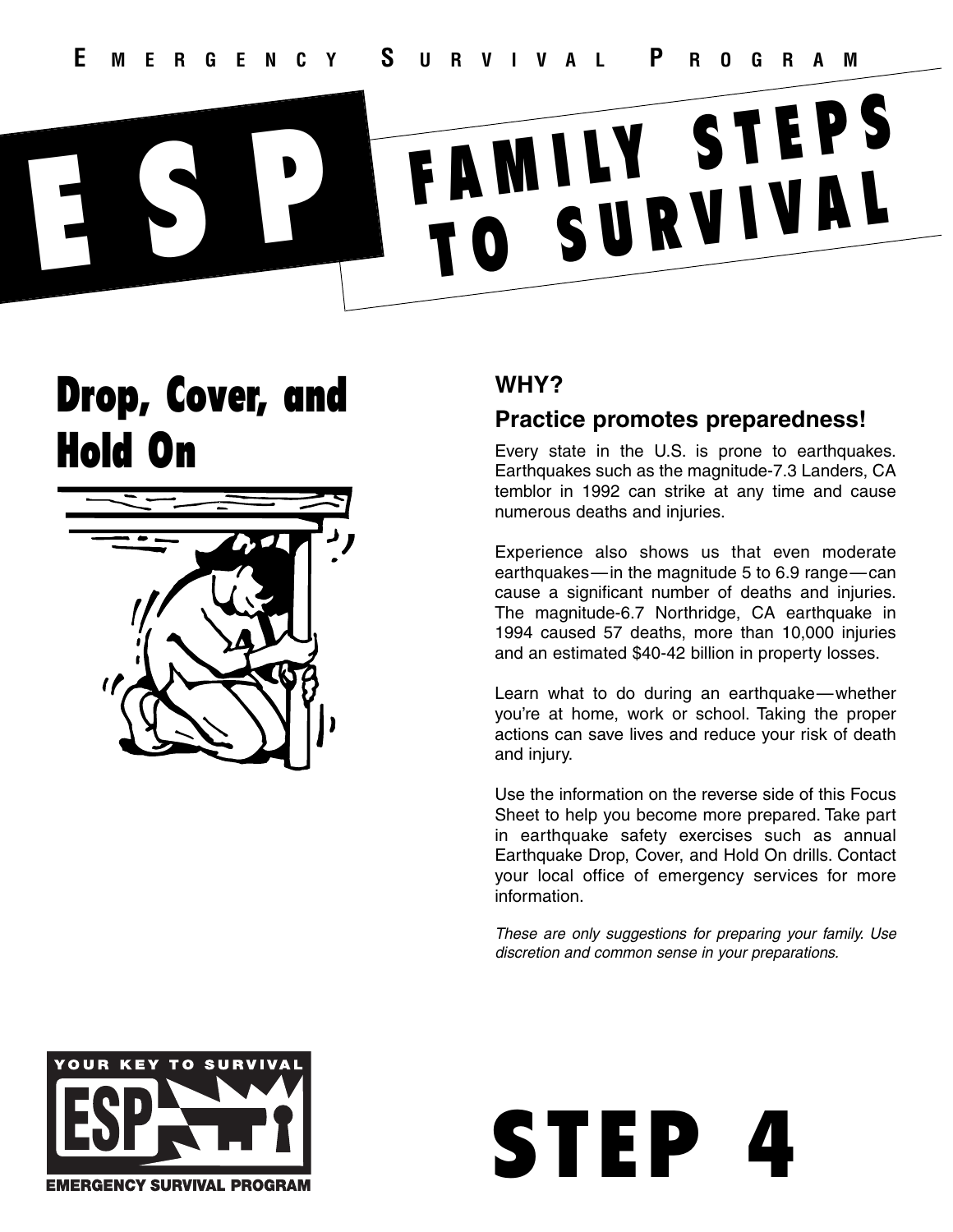EMERGENCY SURVIVAL PROGRAM

# ESP FAMILY STEPS TO SURVIVAL

## Drop, Cover, and Hold On

### WHY?

### Practice promotes preparedness!

Every state in the U.S. is prone to earthquakes. Earthquakes such as the magnitude-7.3 Landers, CA temblor in 1992 can strike at any time and cause numerous deaths and injuries.

Experience also shows us that even moderate earthquakes—in the magnitude 5 to 6.9 range—can cause a significant number of deaths and injuries. The magnitude-6.7 Northridge, CA earthquake in 1994 caused 57 deaths, more than 10,000 injuries and an estimated $40-42 billion in property losses.

Learn what to do during an earthquake—whether you're at home, work or school. Taking the proper actions can save lives and reduce your risk of death and injury.

Use the information on the reverse side of this Focus Sheet to help you become more prepared. Take part in earthquake safety exercises such as annual Earthquake Drop, Cover, and Hold On drills. Contact your local office of emergency services for more information.

*These are only suggestions for preparing your family. Use discretion and common sense in your preparations.*

YOUR KEY TO SURVIVAL ESP EMERGENCY SURVIVAL PROGRAM

# STEP 4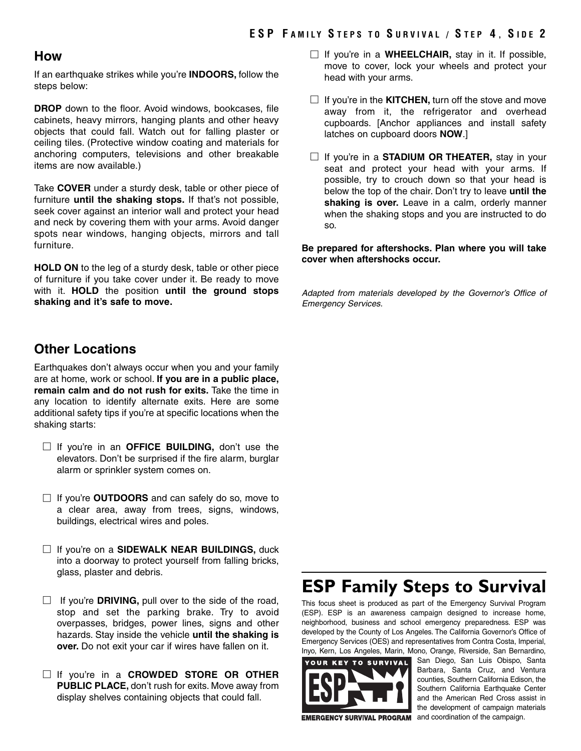## How

If an earthquake strikes while you're **INDOORS,** follow the steps below:

**DROP** down to the floor. Avoid windows, bookcases, file cabinets, heavy mirrors, hanging plants and other heavy objects that could fall. Watch out for falling plaster or ceiling tiles. (Protective window coating and materials for anchoring computers, televisions and other breakable items are now available.)

Take **COVER** under a sturdy desk, table or other piece of furniture **until the shaking stops.** If that's not possible, seek cover against an interior wall and protect your head and neck by covering them with your arms. Avoid danger spots near windows, hanging objects, mirrors and tall furniture.

**HOLD ON** to the leg of a sturdy desk, table or other piece of furniture if you take cover under it. Be ready to move with it. **HOLD** the position **until the ground stops shaking and it's safe to move.**

## Other Locations

Earthquakes don't always occur when you and your family are at home, work or school. **If you are in a public place, remain calm and do not rush for exits.** Take the time in any location to identify alternate exits. Here are some additional safety tips if you're at specific locations when the shaking starts:

- ☐ If you're in an **OFFICE BUILDING,** don't use the elevators. Don't be surprised if the fire alarm, burglar alarm or sprinkler system comes on.
- ☐ If you're **OUTDOORS** and can safely do so, move to a clear area, away from trees, signs, windows, buildings, electrical wires and poles.
- ☐ If you're on a **SIDEWALK NEAR BUILDINGS,** duck into a doorway to protect yourself from falling bricks, glass, plaster and debris.
- ☐ If you're **DRIVING,** pull over to the side of the road, stop and set the parking brake. Try to avoid overpasses, bridges, power lines, signs and other hazards. Stay inside the vehicle **until the shaking is over.** Do not exit your car if wires have fallen on it.
- ☐ If you're in a **CROWDED STORE OR OTHER PUBLIC PLACE,** don't rush for exits. Move away from display shelves containing objects that could fall.
- ☐ If you're in a **WHEELCHAIR,** stay in it. If possible, move to cover, lock your wheels and protect your head with your arms.
- ☐ If you're in the **KITCHEN,** turn off the stove and move away from it, the refrigerator and overhead cupboards. [Anchor appliances and install safety latches on cupboard doors **NOW**.]
- ☐ If you're in a **STADIUM OR THEATER,** stay in your seat and protect your head with your arms. If possible, try to crouch down so that your head is below the top of the chair. Don't try to leave **until the shaking is over.** Leave in a calm, orderly manner when the shaking stops and you are instructed to do so.

**Be prepared for aftershocks. Plan where you will take cover when aftershocks occur.**

*Adapted from materials developed by the Governor's Office of Emergency Services.*

# ESP Family Steps to Survival

This focus sheet is produced as part of the Emergency Survival Program (ESP). ESP is an awareness campaign designed to increase home, neighborhood, business and school emergency preparedness. ESP was developed by the County of Los Angeles. The California Governor's Office of Emergency Services (OES) and representatives from Contra Costa, Imperial, Inyo, Kern, Los Angeles, Marin, Mono, Orange, Riverside, San Bernardino, San Diego, San Luis Obispo, Santa Barbara, Santa Cruz, and Ventura counties, Southern California Edison, the Southern California Earthquake Center and the American Red Cross assist in the development of campaign materials and coordination of the campaign.

YOUR KEY TO SURVIVAL

ESP

EMERGENCY SURVIVAL PROGRAM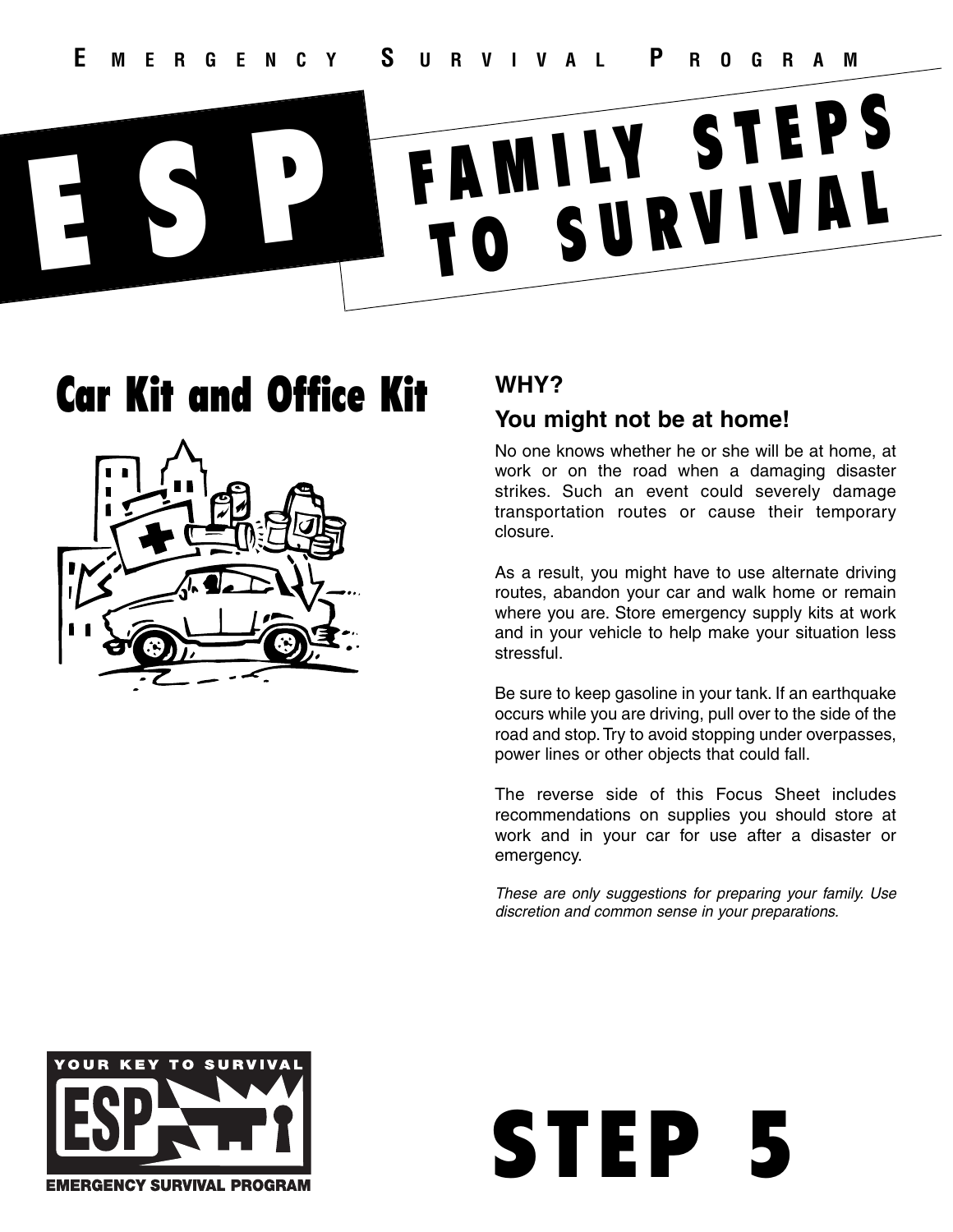EMERGENCY SURVIVAL PROGRAM

# ESP FAMILY STEPS TO SURVIVAL

## Car Kit and Office Kit

### WHY?

### You might not be at home!

No one knows whether he or she will be at home, at work or on the road when a damaging disaster strikes. Such an event could severely damage transportation routes or cause their temporary closure.

As a result, you might have to use alternate driving routes, abandon your car and walk home or remain where you are. Store emergency supply kits at work and in your vehicle to help make your situation less stressful.

Be sure to keep gasoline in your tank. If an earthquake occurs while you are driving, pull over to the side of the road and stop. Try to avoid stopping under overpasses, power lines or other objects that could fall.

The reverse side of this Focus Sheet includes recommendations on supplies you should store at work and in your car for use after a disaster or emergency.

*These are only suggestions for preparing your family. Use discretion and common sense in your preparations.*

YOUR KEY TO SURVIVAL
ESP
EMERGENCY SURVIVAL PROGRAM

# STEP 5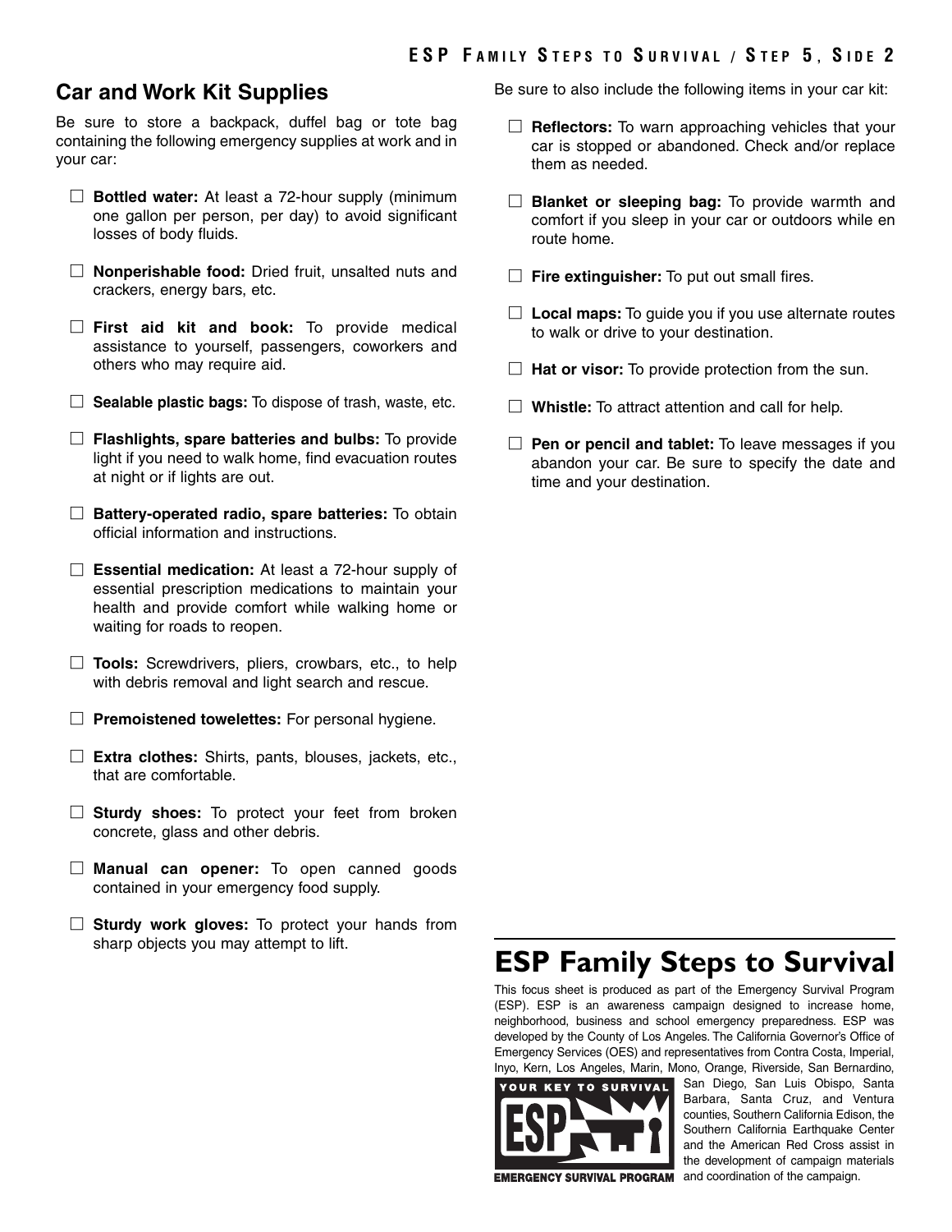## Car and Work Kit Supplies

Be sure to store a backpack, duffel bag or tote bag containing the following emergency supplies at work and in your car:

- ☐ **Bottled water:** At least a 72-hour supply (minimum one gallon per person, per day) to avoid significant losses of body fluids.
- ☐ **Nonperishable food:** Dried fruit, unsalted nuts and crackers, energy bars, etc.
- ☐ **First aid kit and book:** To provide medical assistance to yourself, passengers, coworkers and others who may require aid.
- ☐ **Sealable plastic bags:** To dispose of trash, waste, etc.
- ☐ **Flashlights, spare batteries and bulbs:** To provide light if you need to walk home, find evacuation routes at night or if lights are out.
- ☐ **Battery-operated radio, spare batteries:** To obtain official information and instructions.
- ☐ **Essential medication:** At least a 72-hour supply of essential prescription medications to maintain your health and provide comfort while walking home or waiting for roads to reopen.
- ☐ **Tools:** Screwdrivers, pliers, crowbars, etc., to help with debris removal and light search and rescue.
- ☐ **Premoistened towelettes:** For personal hygiene.
- ☐ **Extra clothes:** Shirts, pants, blouses, jackets, etc., that are comfortable.
- ☐ **Sturdy shoes:** To protect your feet from broken concrete, glass and other debris.
- ☐ **Manual can opener:** To open canned goods contained in your emergency food supply.
- ☐ **Sturdy work gloves:** To protect your hands from sharp objects you may attempt to lift.

Be sure to also include the following items in your car kit:

- ☐ **Reflectors:** To warn approaching vehicles that your car is stopped or abandoned. Check and/or replace them as needed.
- ☐ **Blanket or sleeping bag:** To provide warmth and comfort if you sleep in your car or outdoors while en route home.
- ☐ **Fire extinguisher:** To put out small fires.
- ☐ **Local maps:** To guide you if you use alternate routes to walk or drive to your destination.
- ☐ **Hat or visor:** To provide protection from the sun.
- ☐ **Whistle:** To attract attention and call for help.
- ☐ **Pen or pencil and tablet:** To leave messages if you abandon your car. Be sure to specify the date and time and your destination.

## ESP Family Steps to Survival

This focus sheet is produced as part of the Emergency Survival Program (ESP). ESP is an awareness campaign designed to increase home, neighborhood, business and school emergency preparedness. ESP was developed by the County of Los Angeles. The California Governor's Office of Emergency Services (OES) and representatives from Contra Costa, Imperial, Inyo, Kern, Los Angeles, Marin, Mono, Orange, Riverside, San Bernardino, San Diego, San Luis Obispo, Santa Barbara, Santa Cruz, and Ventura counties, Southern California Edison, the Southern California Earthquake Center and the American Red Cross assist in the development of campaign materials and coordination of the campaign.

YOUR KEY TO SURVIVAL
ESP
EMERGENCY SURVIVAL PROGRAM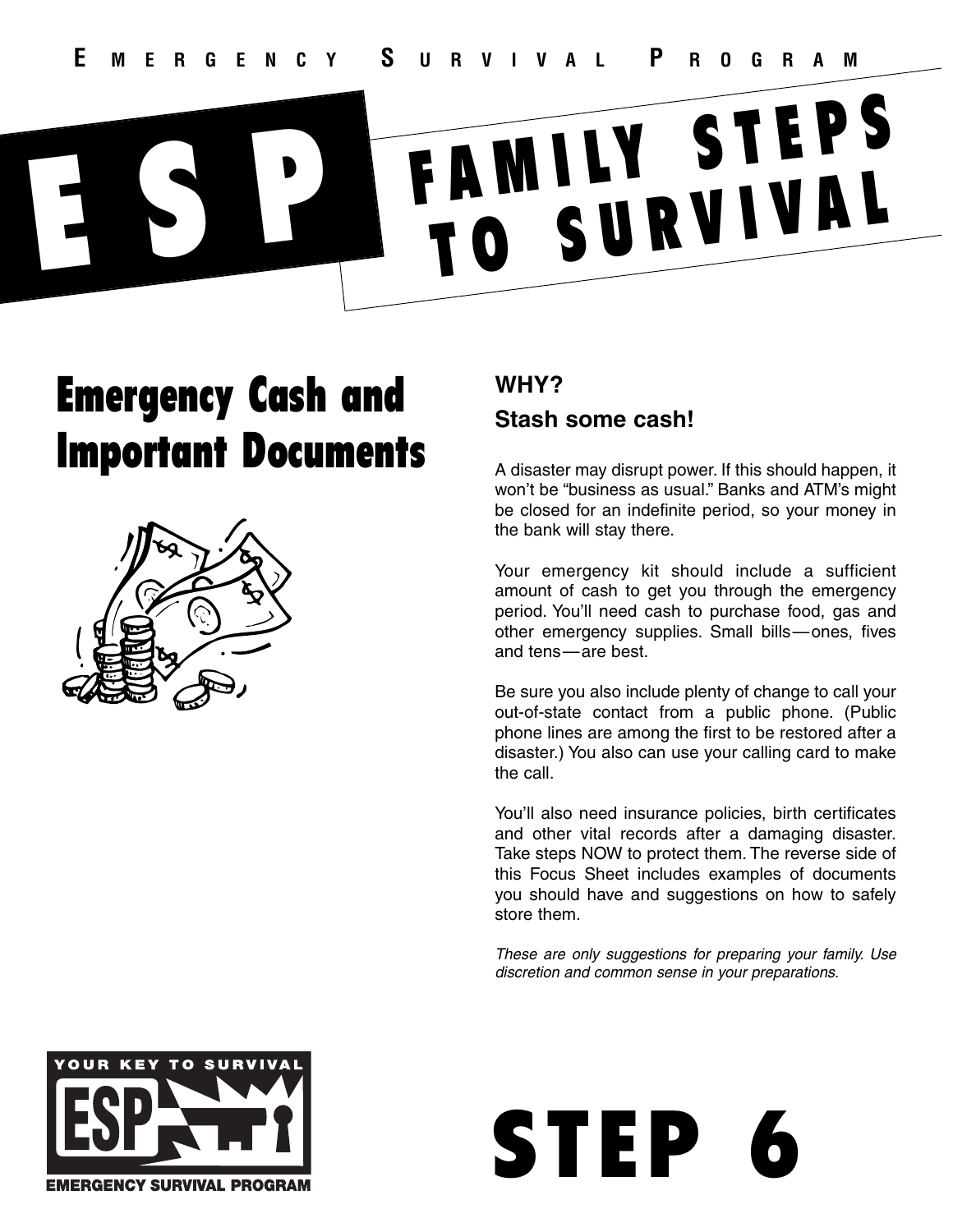EMERGENCY SURVIVAL PROGRAM

# ESP FAMILY STEPS TO SURVIVAL

## Emergency Cash and Important Documents

### WHY?

### Stash some cash!

A disaster may disrupt power. If this should happen, it won't be "business as usual." Banks and ATM's might be closed for an indefinite period, so your money in the bank will stay there.

Your emergency kit should include a sufficient amount of cash to get you through the emergency period. You'll need cash to purchase food, gas and other emergency supplies. Small bills—ones, fives and tens—are best.

Be sure you also include plenty of change to call your out-of-state contact from a public phone. (Public phone lines are among the first to be restored after a disaster.) You also can use your calling card to make the call.

You'll also need insurance policies, birth certificates and other vital records after a damaging disaster. Take steps NOW to protect them. The reverse side of this Focus Sheet includes examples of documents you should have and suggestions on how to safely store them.

*These are only suggestions for preparing your family. Use discretion and common sense in your preparations.*

YOUR KEY TO SURVIVAL ESP EMERGENCY SURVIVAL PROGRAM

# STEP 6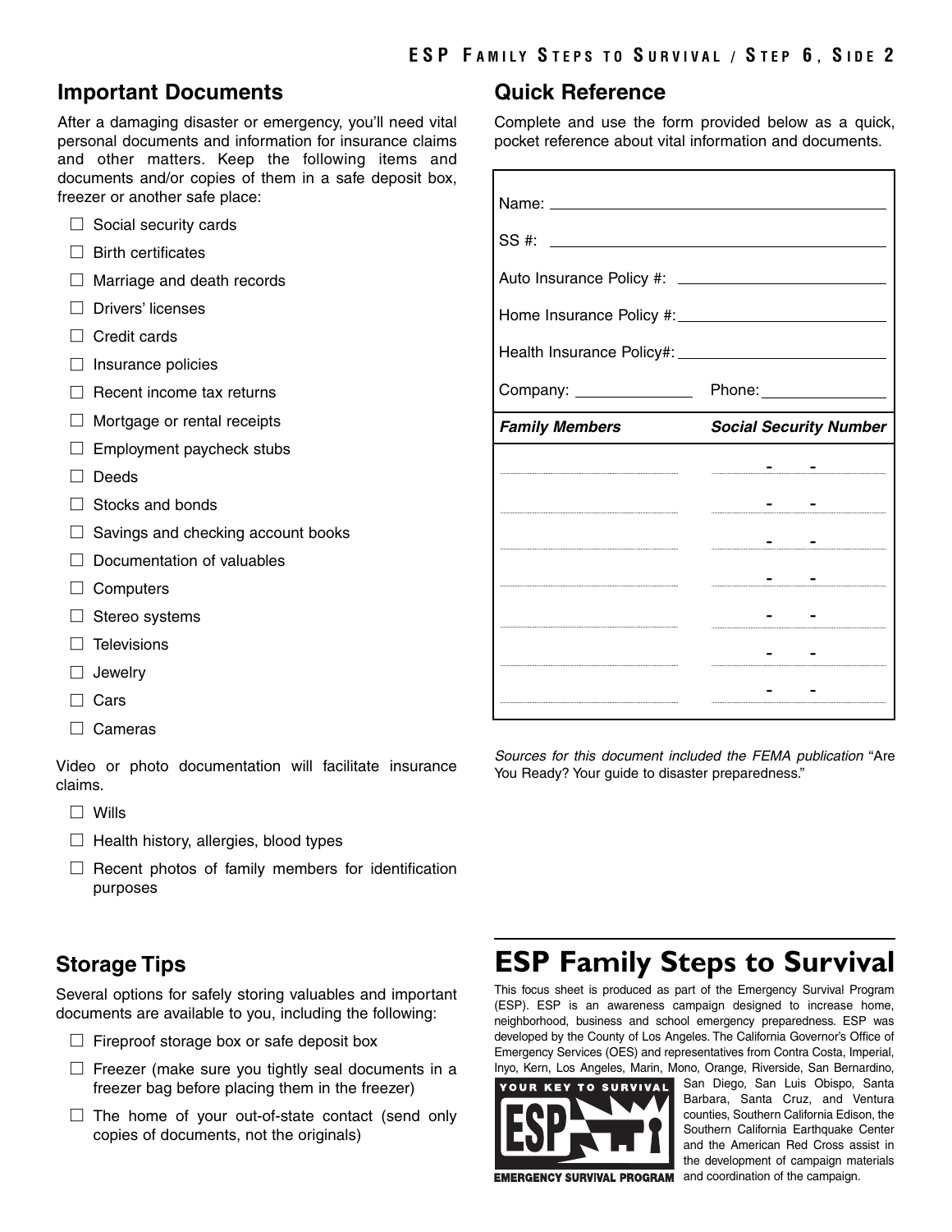## Important Documents

After a damaging disaster or emergency, you'll need vital personal documents and information for insurance claims and other matters. Keep the following items and documents and/or copies of them in a safe deposit box, freezer or another safe place:

- ☐ Social security cards
- ☐ Birth certificates
- ☐ Marriage and death records
- ☐ Drivers' licenses
- ☐ Credit cards
- ☐ Insurance policies
- ☐ Recent income tax returns
- ☐ Mortgage or rental receipts
- ☐ Employment paycheck stubs
- ☐ Deeds
- ☐ Stocks and bonds
- ☐ Savings and checking account books
- ☐ Documentation of valuables
- ☐ Computers
- ☐ Stereo systems
- ☐ Televisions
- ☐ Jewelry
- ☐ Cars
- ☐ Cameras

Video or photo documentation will facilitate insurance claims.

- ☐ Wills
- ☐ Health history, allergies, blood types
- ☐ Recent photos of family members for identification purposes

## Storage Tips

Several options for safely storing valuables and important documents are available to you, including the following:

- ☐ Fireproof storage box or safe deposit box
- ☐ Freezer (make sure you tightly seal documents in a freezer bag before placing them in the freezer)
- ☐ The home of your out-of-state contact (send only copies of documents, not the originals)

## Quick Reference

Complete and use the form provided below as a quick, pocket reference about vital information and documents.

Name: ______________________________

SS #: ______________________________

Auto Insurance Policy #: ______________________

Home Insurance Policy #: ______________________

Health Insurance Policy#: ______________________

Company: ______________ Phone: ______________

| *Family Members* | *Social Security Number* |
|---|---|
| | - - |
| | - - |
| | - - |
| | - - |
| | - - |
| | - - |
| | - - |

*Sources for this document included the FEMA publication* "Are You Ready? Your guide to disaster preparedness."

## ESP Family Steps to Survival

This focus sheet is produced as part of the Emergency Survival Program (ESP). ESP is an awareness campaign designed to increase home, neighborhood, business and school emergency preparedness. ESP was developed by the County of Los Angeles. The California Governor's Office of Emergency Services (OES) and representatives from Contra Costa, Imperial, Inyo, Kern, Los Angeles, Marin, Mono, Orange, Riverside, San Bernardino, San Diego, San Luis Obispo, Santa Barbara, Santa Cruz, and Ventura counties, Southern California Edison, the Southern California Earthquake Center and the American Red Cross assist in the development of campaign materials and coordination of the campaign.

YOUR KEY TO SURVIVAL
ESP
EMERGENCY SURVIVAL PROGRAM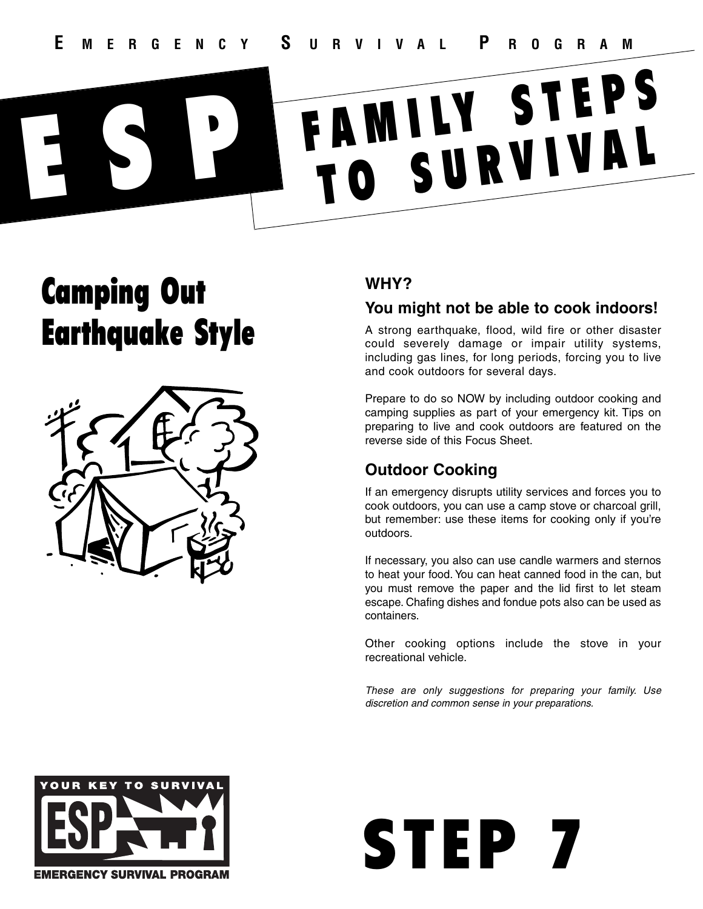EMERGENCY SURVIVAL PROGRAM

# ESP FAMILY STEPS TO SURVIVAL

## Camping Out Earthquake Style

### WHY?

### You might not be able to cook indoors!

A strong earthquake, flood, wild fire or other disaster could severely damage or impair utility systems, including gas lines, for long periods, forcing you to live and cook outdoors for several days.

Prepare to do so NOW by including outdoor cooking and camping supplies as part of your emergency kit. Tips on preparing to live and cook outdoors are featured on the reverse side of this Focus Sheet.

### Outdoor Cooking

If an emergency disrupts utility services and forces you to cook outdoors, you can use a camp stove or charcoal grill, but remember: use these items for cooking only if you're outdoors.

If necessary, you also can use candle warmers and sternos to heat your food. You can heat canned food in the can, but you must remove the paper and the lid first to let steam escape. Chafing dishes and fondue pots also can be used as containers.

Other cooking options include the stove in your recreational vehicle.

*These are only suggestions for preparing your family. Use discretion and common sense in your preparations.*

YOUR KEY TO SURVIVAL
ESP
EMERGENCY SURVIVAL PROGRAM

# STEP 7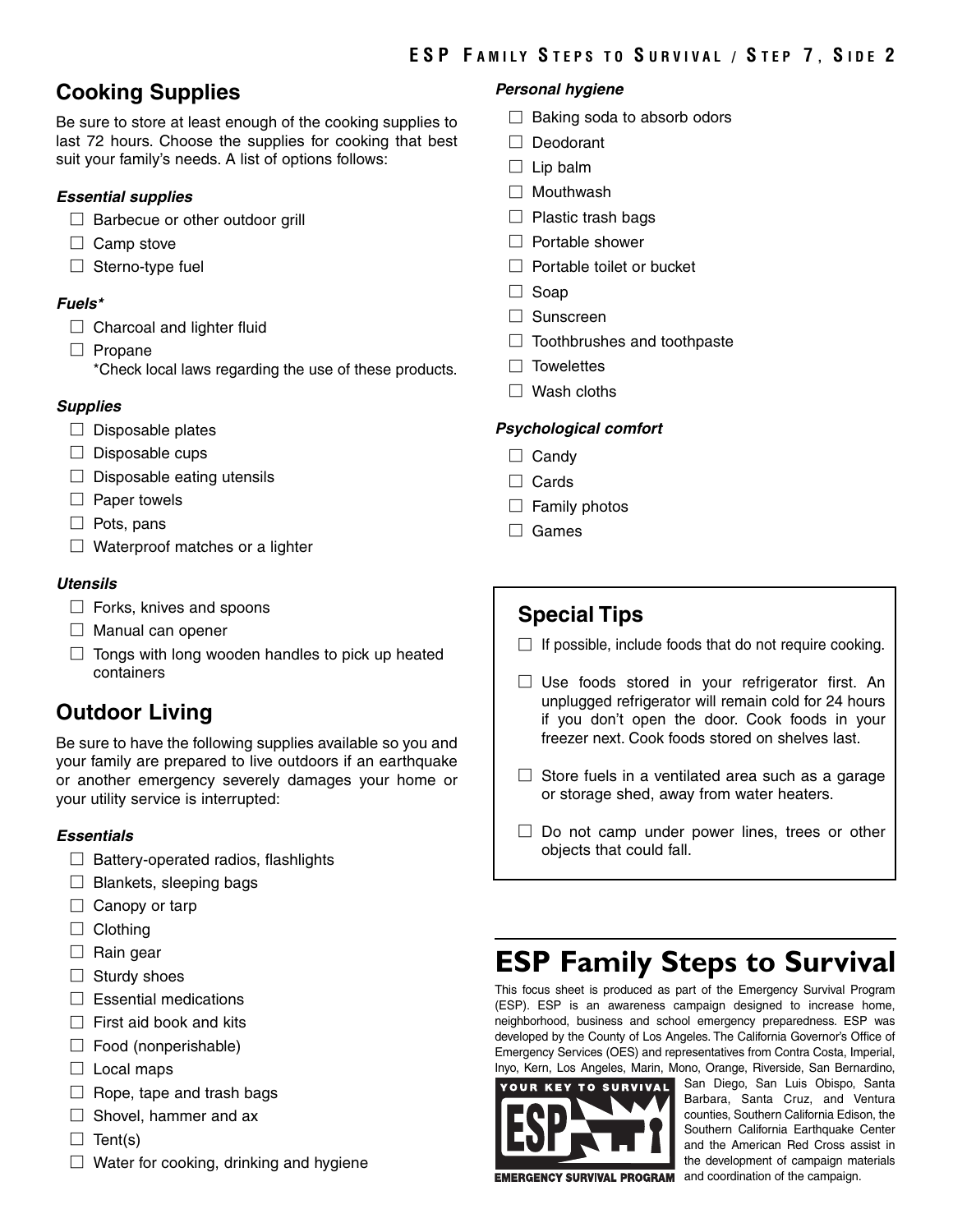## Cooking Supplies

Be sure to store at least enough of the cooking supplies to last 72 hours. Choose the supplies for cooking that best suit your family's needs. A list of options follows:

***Essential supplies***

- ☐ Barbecue or other outdoor grill
- ☐ Camp stove
- ☐ Sterno-type fuel

***Fuels****

- ☐ Charcoal and lighter fluid
- ☐ Propane
  *Check local laws regarding the use of these products.

***Supplies***

- ☐ Disposable plates
- ☐ Disposable cups
- ☐ Disposable eating utensils
- ☐ Paper towels
- ☐ Pots, pans
- ☐ Waterproof matches or a lighter

***Utensils***

- ☐ Forks, knives and spoons
- ☐ Manual can opener
- ☐ Tongs with long wooden handles to pick up heated containers

## Outdoor Living

Be sure to have the following supplies available so you and your family are prepared to live outdoors if an earthquake or another emergency severely damages your home or your utility service is interrupted:

***Essentials***

- ☐ Battery-operated radios, flashlights
- ☐ Blankets, sleeping bags
- ☐ Canopy or tarp
- ☐ Clothing
- ☐ Rain gear
- ☐ Sturdy shoes
- ☐ Essential medications
- ☐ First aid book and kits
- ☐ Food (nonperishable)
- ☐ Local maps
- ☐ Rope, tape and trash bags
- ☐ Shovel, hammer and ax
- ☐ Tent(s)
- ☐ Water for cooking, drinking and hygiene

***Personal hygiene***

- ☐ Baking soda to absorb odors
- ☐ Deodorant
- ☐ Lip balm
- ☐ Mouthwash
- ☐ Plastic trash bags
- ☐ Portable shower
- ☐ Portable toilet or bucket
- ☐ Soap
- ☐ Sunscreen
- ☐ Toothbrushes and toothpaste
- ☐ Towelettes
- ☐ Wash cloths

***Psychological comfort***

- ☐ Candy
- ☐ Cards
- ☐ Family photos
- ☐ Games

## Special Tips

- ☐ If possible, include foods that do not require cooking.
- ☐ Use foods stored in your refrigerator first. An unplugged refrigerator will remain cold for 24 hours if you don't open the door. Cook foods in your freezer next. Cook foods stored on shelves last.
- ☐ Store fuels in a ventilated area such as a garage or storage shed, away from water heaters.
- ☐ Do not camp under power lines, trees or other objects that could fall.

## ESP Family Steps to Survival

This focus sheet is produced as part of the Emergency Survival Program (ESP). ESP is an awareness campaign designed to increase home, neighborhood, business and school emergency preparedness. ESP was developed by the County of Los Angeles. The California Governor's Office of Emergency Services (OES) and representatives from Contra Costa, Imperial, Inyo, Kern, Los Angeles, Marin, Mono, Orange, Riverside, San Bernardino, San Diego, San Luis Obispo, Santa Barbara, Santa Cruz, and Ventura counties, Southern California Edison, the Southern California Earthquake Center and the American Red Cross assist in the development of campaign materials and coordination of the campaign.

YOUR KEY TO SURVIVAL
ESP
EMERGENCY SURVIVAL PROGRAM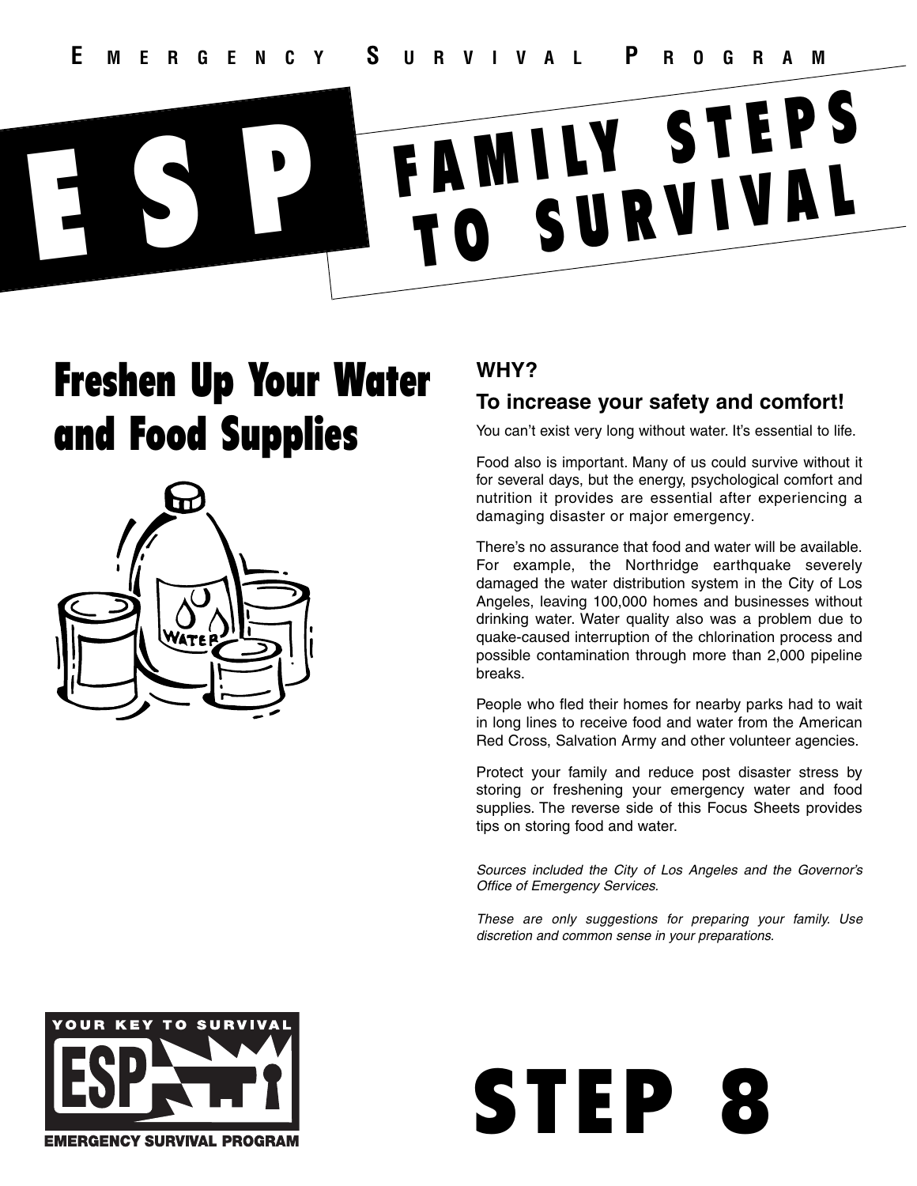EMERGENCY SURVIVAL PROGRAM

# ESP FAMILY STEPS TO SURVIVAL

## Freshen Up Your Water and Food Supplies

### WHY?

### To increase your safety and comfort!

You can't exist very long without water. It's essential to life.

Food also is important. Many of us could survive without it for several days, but the energy, psychological comfort and nutrition it provides are essential after experiencing a damaging disaster or major emergency.

There's no assurance that food and water will be available. For example, the Northridge earthquake severely damaged the water distribution system in the City of Los Angeles, leaving 100,000 homes and businesses without drinking water. Water quality also was a problem due to quake-caused interruption of the chlorination process and possible contamination through more than 2,000 pipeline breaks.

People who fled their homes for nearby parks had to wait in long lines to receive food and water from the American Red Cross, Salvation Army and other volunteer agencies.

Protect your family and reduce post disaster stress by storing or freshening your emergency water and food supplies. The reverse side of this Focus Sheets provides tips on storing food and water.

*Sources included the City of Los Angeles and the Governor's Office of Emergency Services.*

*These are only suggestions for preparing your family. Use discretion and common sense in your preparations.*

YOUR KEY TO SURVIVAL
ESP
EMERGENCY SURVIVAL PROGRAM

# STEP 8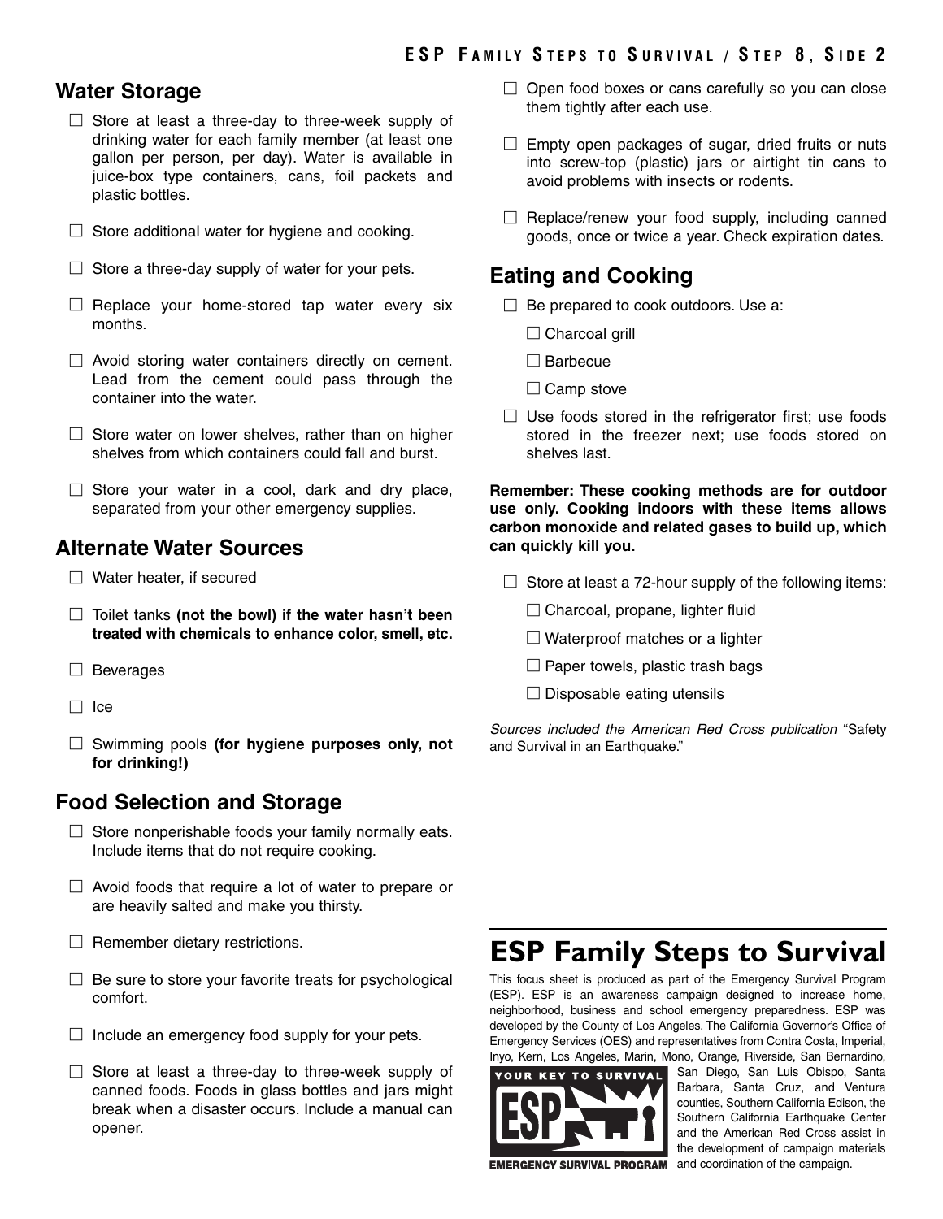## Water Storage

- ☐ Store at least a three-day to three-week supply of drinking water for each family member (at least one gallon per person, per day). Water is available in juice-box type containers, cans, foil packets and plastic bottles.
- ☐ Store additional water for hygiene and cooking.
- ☐ Store a three-day supply of water for your pets.
- ☐ Replace your home-stored tap water every six months.
- ☐ Avoid storing water containers directly on cement. Lead from the cement could pass through the container into the water.
- ☐ Store water on lower shelves, rather than on higher shelves from which containers could fall and burst.
- ☐ Store your water in a cool, dark and dry place, separated from your other emergency supplies.

## Alternate Water Sources

- ☐ Water heater, if secured
- ☐ Toilet tanks **(not the bowl) if the water hasn't been treated with chemicals to enhance color, smell, etc.**
- ☐ Beverages
- ☐ Ice
- ☐ Swimming pools **(for hygiene purposes only, not for drinking!)**

## Food Selection and Storage

- ☐ Store nonperishable foods your family normally eats. Include items that do not require cooking.
- ☐ Avoid foods that require a lot of water to prepare or are heavily salted and make you thirsty.
- ☐ Remember dietary restrictions.
- ☐ Be sure to store your favorite treats for psychological comfort.
- ☐ Include an emergency food supply for your pets.
- ☐ Store at least a three-day to three-week supply of canned foods. Foods in glass bottles and jars might break when a disaster occurs. Include a manual can opener.
- ☐ Open food boxes or cans carefully so you can close them tightly after each use.
- ☐ Empty open packages of sugar, dried fruits or nuts into screw-top (plastic) jars or airtight tin cans to avoid problems with insects or rodents.
- ☐ Replace/renew your food supply, including canned goods, once or twice a year. Check expiration dates.

## Eating and Cooking

- ☐ Be prepared to cook outdoors. Use a:
  - ☐ Charcoal grill
  - ☐ Barbecue
  - ☐ Camp stove
- ☐ Use foods stored in the refrigerator first; use foods stored in the freezer next; use foods stored on shelves last.

**Remember: These cooking methods are for outdoor use only. Cooking indoors with these items allows carbon monoxide and related gases to build up, which can quickly kill you.**

- ☐ Store at least a 72-hour supply of the following items:
  - ☐ Charcoal, propane, lighter fluid
  - ☐ Waterproof matches or a lighter
  - ☐ Paper towels, plastic trash bags
  - ☐ Disposable eating utensils

*Sources included the American Red Cross publication* "Safety and Survival in an Earthquake."

# ESP Family Steps to Survival

This focus sheet is produced as part of the Emergency Survival Program (ESP). ESP is an awareness campaign designed to increase home, neighborhood, business and school emergency preparedness. ESP was developed by the County of Los Angeles. The California Governor's Office of Emergency Services (OES) and representatives from Contra Costa, Imperial, Inyo, Kern, Los Angeles, Marin, Mono, Orange, Riverside, San Bernardino, San Diego, San Luis Obispo, Santa Barbara, Santa Cruz, and Ventura counties, Southern California Edison, the Southern California Earthquake Center and the American Red Cross assist in the development of campaign materials and coordination of the campaign.

YOUR KEY TO SURVIVAL

ESP

EMERGENCY SURVIVAL PROGRAM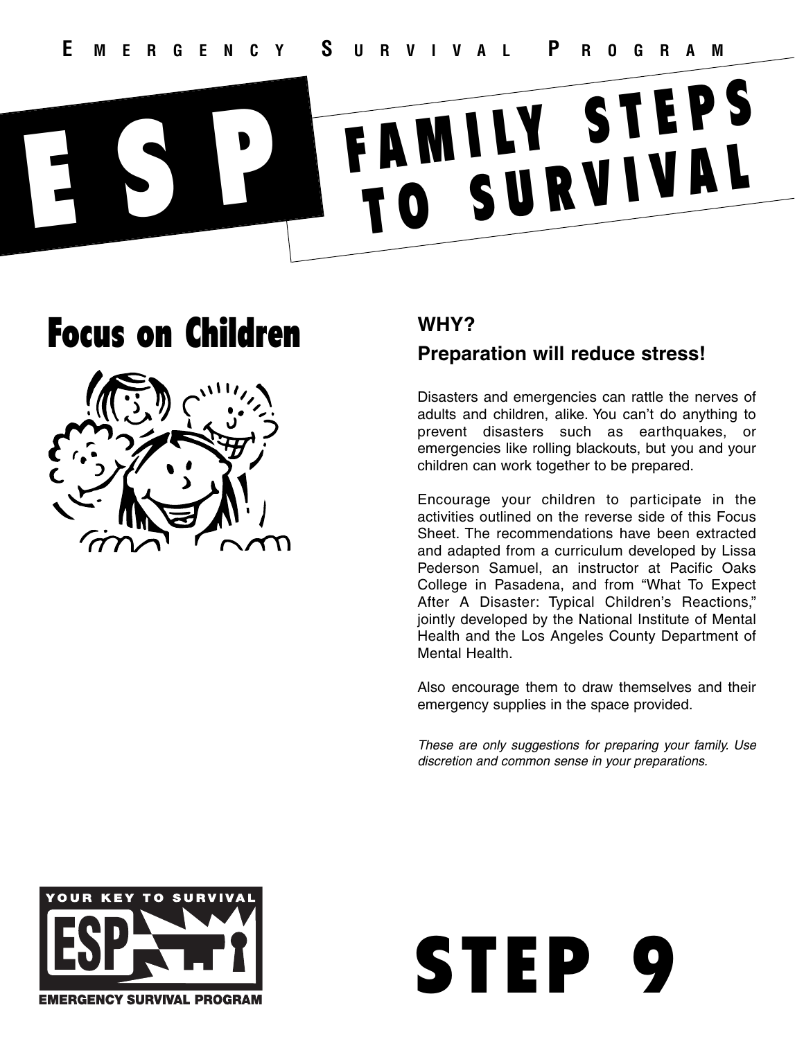EMERGENCY SURVIVAL PROGRAM

# ESP FAMILY STEPS TO SURVIVAL

## Focus on Children

### WHY?

### Preparation will reduce stress!

Disasters and emergencies can rattle the nerves of adults and children, alike. You can't do anything to prevent disasters such as earthquakes, or emergencies like rolling blackouts, but you and your children can work together to be prepared.

Encourage your children to participate in the activities outlined on the reverse side of this Focus Sheet. The recommendations have been extracted and adapted from a curriculum developed by Lissa Pederson Samuel, an instructor at Pacific Oaks College in Pasadena, and from "What To Expect After A Disaster: Typical Children's Reactions," jointly developed by the National Institute of Mental Health and the Los Angeles County Department of Mental Health.

Also encourage them to draw themselves and their emergency supplies in the space provided.

*These are only suggestions for preparing your family. Use discretion and common sense in your preparations.*

YOUR KEY TO SURVIVAL ESP EMERGENCY SURVIVAL PROGRAM

# STEP 9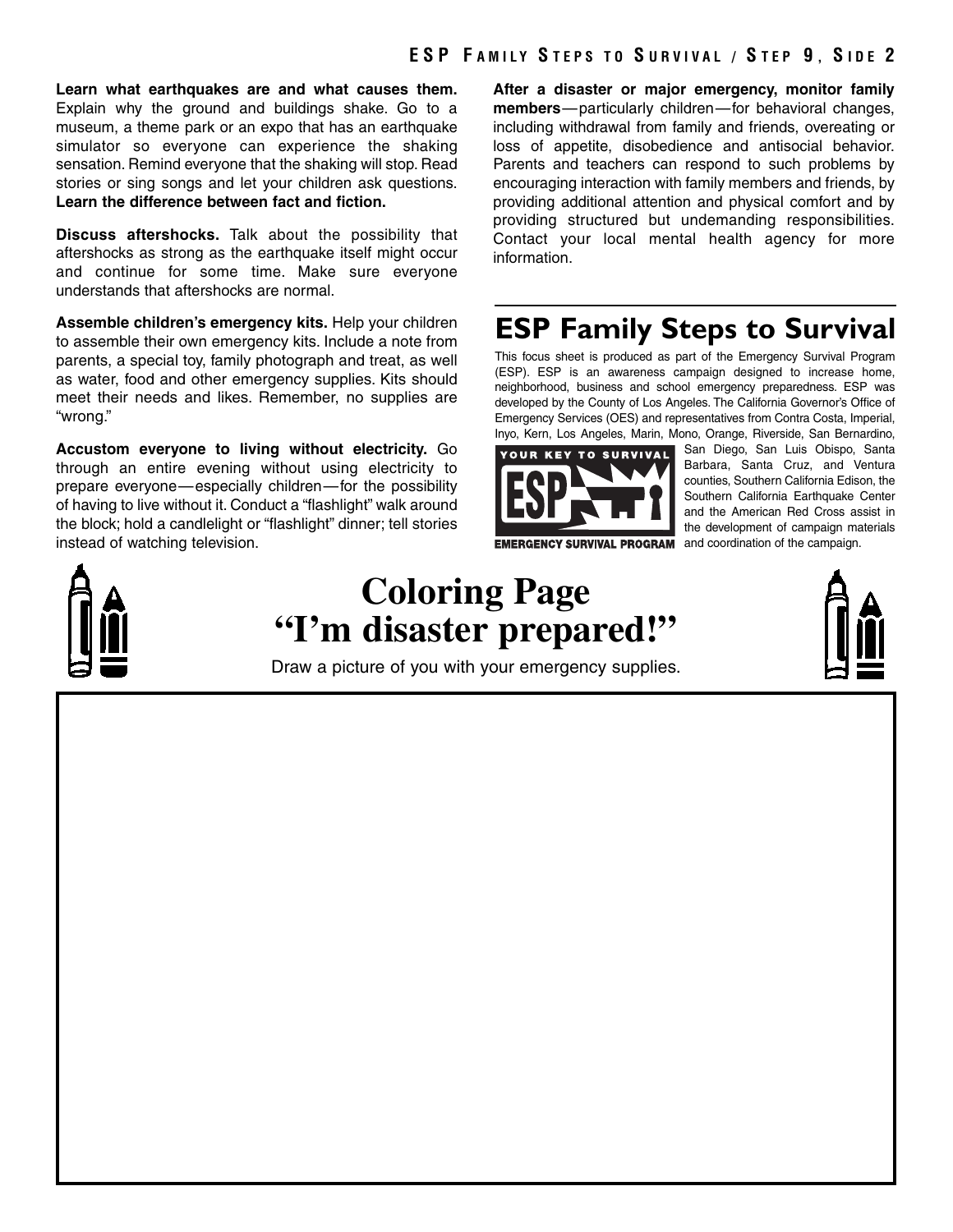**Learn what earthquakes are and what causes them.** Explain why the ground and buildings shake. Go to a museum, a theme park or an expo that has an earthquake simulator so everyone can experience the shaking sensation. Remind everyone that the shaking will stop. Read stories or sing songs and let your children ask questions. **Learn the difference between fact and fiction.**

**Discuss aftershocks.** Talk about the possibility that aftershocks as strong as the earthquake itself might occur and continue for some time. Make sure everyone understands that aftershocks are normal.

**Assemble children's emergency kits.** Help your children to assemble their own emergency kits. Include a note from parents, a special toy, family photograph and treat, as well as water, food and other emergency supplies. Kits should meet their needs and likes. Remember, no supplies are "wrong."

**Accustom everyone to living without electricity.** Go through an entire evening without using electricity to prepare everyone—especially children—for the possibility of having to live without it. Conduct a "flashlight" walk around the block; hold a candlelight or "flashlight" dinner; tell stories instead of watching television.

**After a disaster or major emergency, monitor family members**—particularly children—for behavioral changes, including withdrawal from family and friends, overeating or loss of appetite, disobedience and antisocial behavior. Parents and teachers can respond to such problems by encouraging interaction with family members and friends, by providing additional attention and physical comfort and by providing structured but undemanding responsibilities. Contact your local mental health agency for more information.

## ESP Family Steps to Survival

This focus sheet is produced as part of the Emergency Survival Program (ESP). ESP is an awareness campaign designed to increase home, neighborhood, business and school emergency preparedness. ESP was developed by the County of Los Angeles. The California Governor's Office of Emergency Services (OES) and representatives from Contra Costa, Imperial, Inyo, Kern, Los Angeles, Marin, Mono, Orange, Riverside, San Bernardino, San Diego, San Luis Obispo, Santa Barbara, Santa Cruz, and Ventura counties, Southern California Edison, the Southern California Earthquake Center and the American Red Cross assist in the development of campaign materials and coordination of the campaign.

YOUR KEY TO SURVIVAL — ESP — EMERGENCY SURVIVAL PROGRAM

# Coloring Page
# "I'm disaster prepared!"

Draw a picture of you with your emergency supplies.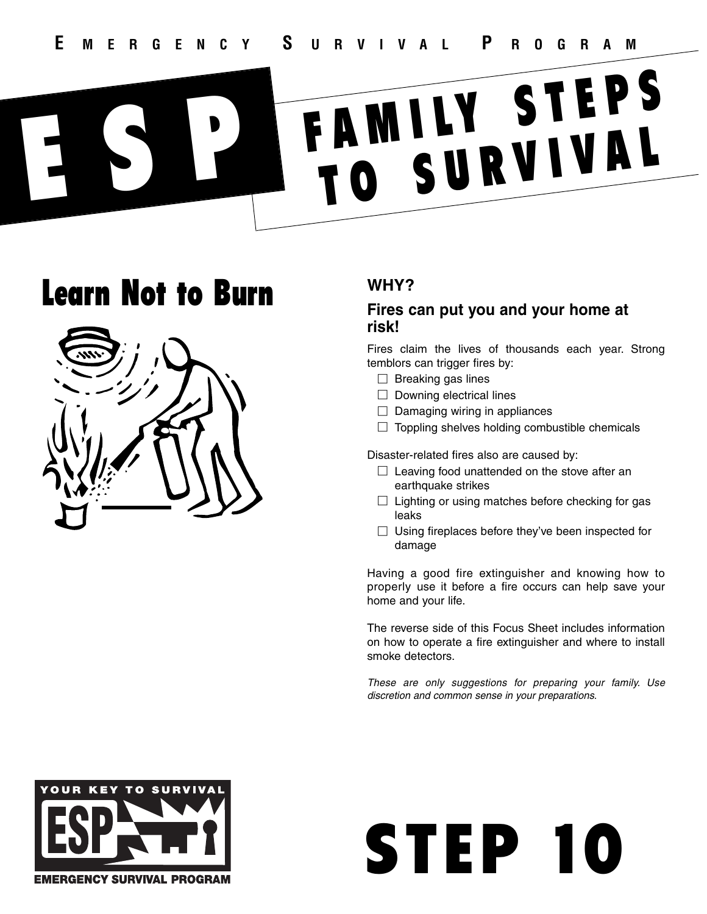EMERGENCY SURVIVAL PROGRAM

# ESP FAMILY STEPS TO SURVIVAL

## Learn Not to Burn

### WHY?

### Fires can put you and your home at risk!

Fires claim the lives of thousands each year. Strong temblors can trigger fires by:

- ☐ Breaking gas lines
- ☐ Downing electrical lines
- ☐ Damaging wiring in appliances
- ☐ Toppling shelves holding combustible chemicals

Disaster-related fires also are caused by:

- ☐ Leaving food unattended on the stove after an earthquake strikes
- ☐ Lighting or using matches before checking for gas leaks
- ☐ Using fireplaces before they've been inspected for damage

Having a good fire extinguisher and knowing how to properly use it before a fire occurs can help save your home and your life.

The reverse side of this Focus Sheet includes information on how to operate a fire extinguisher and where to install smoke detectors.

*These are only suggestions for preparing your family. Use discretion and common sense in your preparations.*

YOUR KEY TO SURVIVAL
ESP
EMERGENCY SURVIVAL PROGRAM

# STEP 10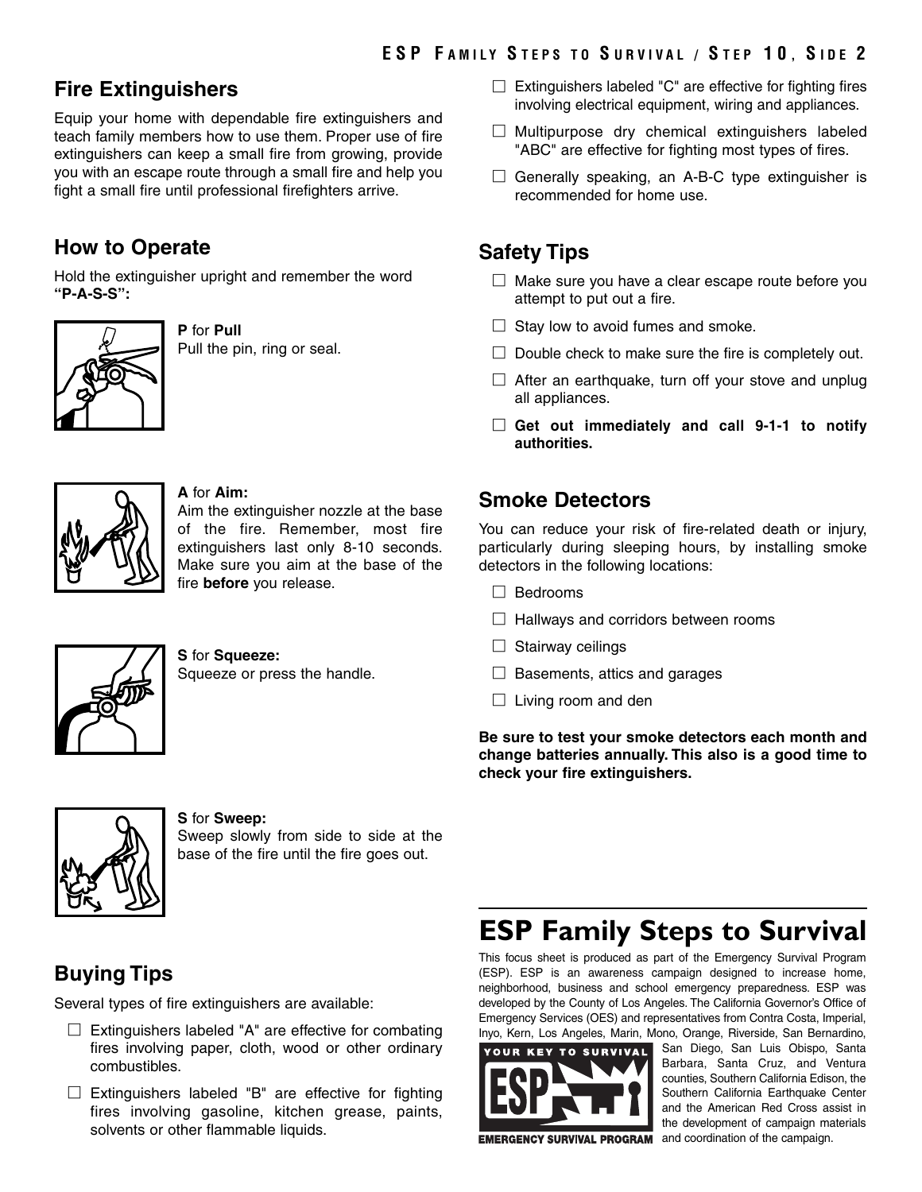## Fire Extinguishers

Equip your home with dependable fire extinguishers and teach family members how to use them. Proper use of fire extinguishers can keep a small fire from growing, provide you with an escape route through a small fire and help you fight a small fire until professional firefighters arrive.

## How to Operate

Hold the extinguisher upright and remember the word **"P-A-S-S":**

**P** for **Pull**
Pull the pin, ring or seal.

**A** for **Aim:**
Aim the extinguisher nozzle at the base of the fire. Remember, most fire extinguishers last only 8-10 seconds. Make sure you aim at the base of the fire **before** you release.

**S** for **Squeeze:**
Squeeze or press the handle.

**S** for **Sweep:**
Sweep slowly from side to side at the base of the fire until the fire goes out.

## Buying Tips

Several types of fire extinguishers are available:

- ☐ Extinguishers labeled "A" are effective for combating fires involving paper, cloth, wood or other ordinary combustibles.
- ☐ Extinguishers labeled "B" are effective for fighting fires involving gasoline, kitchen grease, paints, solvents or other flammable liquids.
- ☐ Extinguishers labeled "C" are effective for fighting fires involving electrical equipment, wiring and appliances.
- ☐ Multipurpose dry chemical extinguishers labeled "ABC" are effective for fighting most types of fires.
- ☐ Generally speaking, an A-B-C type extinguisher is recommended for home use.

## Safety Tips

- ☐ Make sure you have a clear escape route before you attempt to put out a fire.
- ☐ Stay low to avoid fumes and smoke.
- ☐ Double check to make sure the fire is completely out.
- ☐ After an earthquake, turn off your stove and unplug all appliances.
- ☐ **Get out immediately and call 9-1-1 to notify authorities.**

## Smoke Detectors

You can reduce your risk of fire-related death or injury, particularly during sleeping hours, by installing smoke detectors in the following locations:

- ☐ Bedrooms
- ☐ Hallways and corridors between rooms
- ☐ Stairway ceilings
- ☐ Basements, attics and garages
- ☐ Living room and den

**Be sure to test your smoke detectors each month and change batteries annually. This also is a good time to check your fire extinguishers.**

# ESP Family Steps to Survival

This focus sheet is produced as part of the Emergency Survival Program (ESP). ESP is an awareness campaign designed to increase home, neighborhood, business and school emergency preparedness. ESP was developed by the County of Los Angeles. The California Governor's Office of Emergency Services (OES) and representatives from Contra Costa, Imperial, Inyo, Kern, Los Angeles, Marin, Mono, Orange, Riverside, San Bernardino, San Diego, San Luis Obispo, Santa Barbara, Santa Cruz, and Ventura counties, Southern California Edison, the Southern California Earthquake Center and the American Red Cross assist in the development of campaign materials and coordination of the campaign.

YOUR KEY TO SURVIVAL
ESP
EMERGENCY SURVIVAL PROGRAM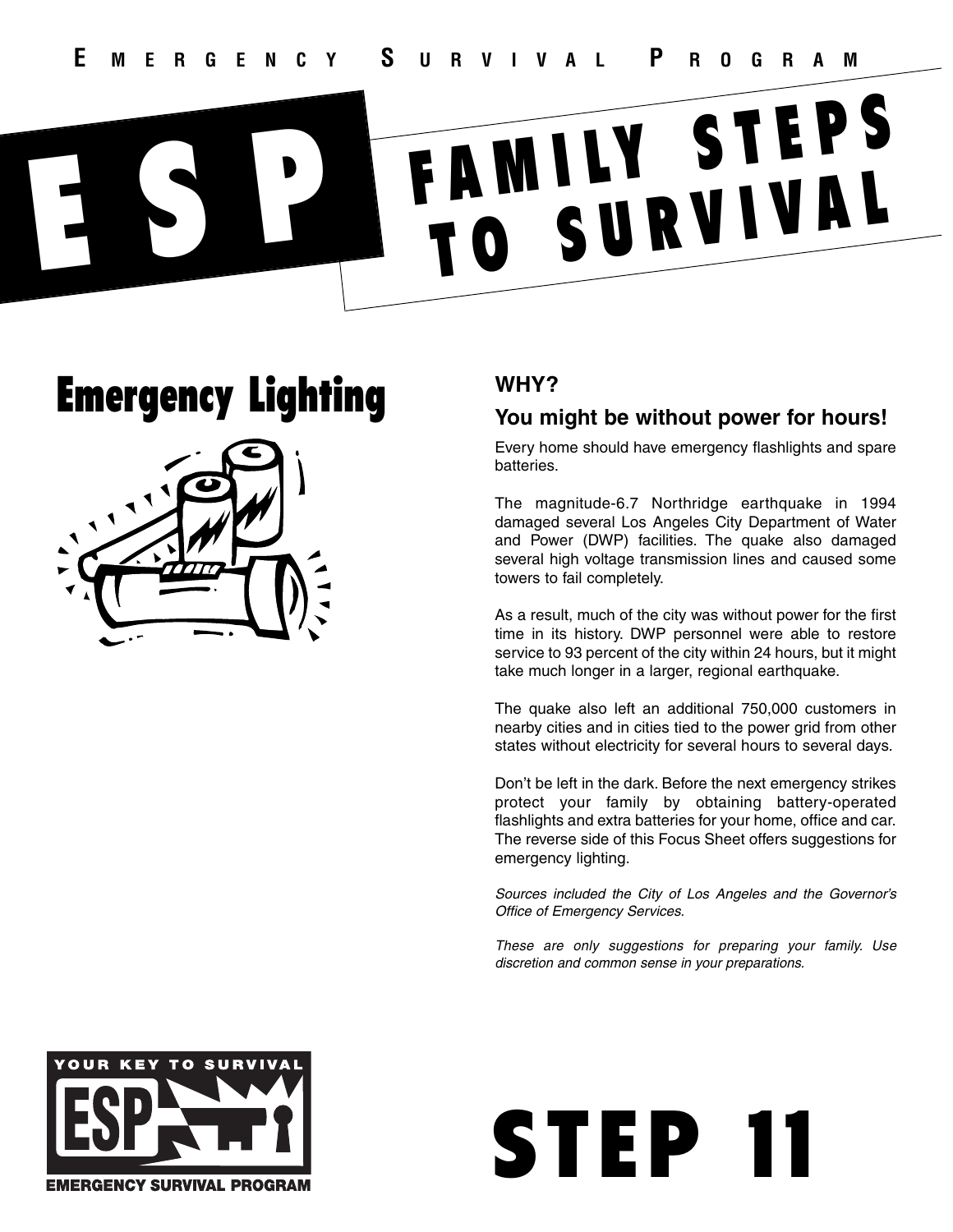EMERGENCY SURVIVAL PROGRAM

# ESP FAMILY STEPS TO SURVIVAL

## Emergency Lighting

### WHY?

### You might be without power for hours!

Every home should have emergency flashlights and spare batteries.

The magnitude-6.7 Northridge earthquake in 1994 damaged several Los Angeles City Department of Water and Power (DWP) facilities. The quake also damaged several high voltage transmission lines and caused some towers to fail completely.

As a result, much of the city was without power for the first time in its history. DWP personnel were able to restore service to 93 percent of the city within 24 hours, but it might take much longer in a larger, regional earthquake.

The quake also left an additional 750,000 customers in nearby cities and in cities tied to the power grid from other states without electricity for several hours to several days.

Don't be left in the dark. Before the next emergency strikes protect your family by obtaining battery-operated flashlights and extra batteries for your home, office and car. The reverse side of this Focus Sheet offers suggestions for emergency lighting.

*Sources included the City of Los Angeles and the Governor's Office of Emergency Services.*

*These are only suggestions for preparing your family. Use discretion and common sense in your preparations.*

YOUR KEY TO SURVIVAL
ESP
EMERGENCY SURVIVAL PROGRAM

# STEP 11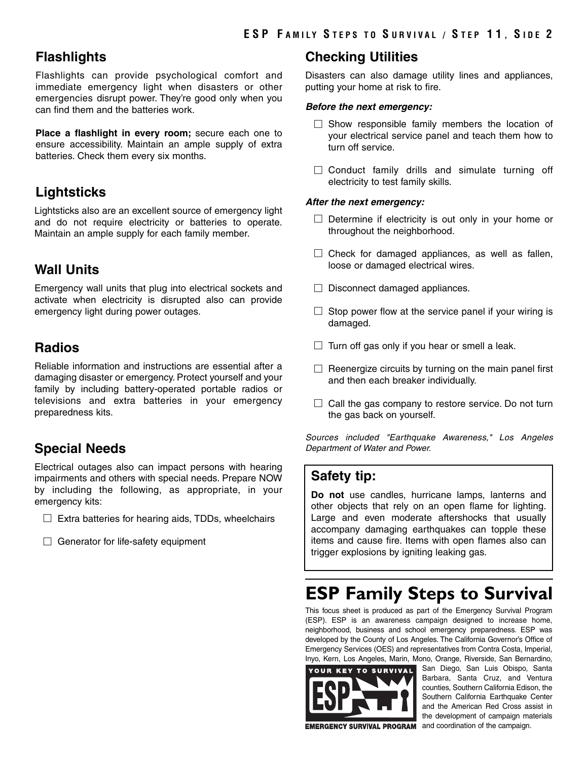## Flashlights

Flashlights can provide psychological comfort and immediate emergency light when disasters or other emergencies disrupt power. They're good only when you can find them and the batteries work.

**Place a flashlight in every room;** secure each one to ensure accessibility. Maintain an ample supply of extra batteries. Check them every six months.

## Lightsticks

Lightsticks also are an excellent source of emergency light and do not require electricity or batteries to operate. Maintain an ample supply for each family member.

## Wall Units

Emergency wall units that plug into electrical sockets and activate when electricity is disrupted also can provide emergency light during power outages.

## Radios

Reliable information and instructions are essential after a damaging disaster or emergency. Protect yourself and your family by including battery-operated portable radios or televisions and extra batteries in your emergency preparedness kits.

## Special Needs

Electrical outages also can impact persons with hearing impairments and others with special needs. Prepare NOW by including the following, as appropriate, in your emergency kits:

- ☐ Extra batteries for hearing aids, TDDs, wheelchairs
- ☐ Generator for life-safety equipment

## Checking Utilities

Disasters can also damage utility lines and appliances, putting your home at risk to fire.

***Before the next emergency:***

- ☐ Show responsible family members the location of your electrical service panel and teach them how to turn off service.
- ☐ Conduct family drills and simulate turning off electricity to test family skills.

***After the next emergency:***

- ☐ Determine if electricity is out only in your home or throughout the neighborhood.
- ☐ Check for damaged appliances, as well as fallen, loose or damaged electrical wires.
- ☐ Disconnect damaged appliances.
- ☐ Stop power flow at the service panel if your wiring is damaged.
- ☐ Turn off gas only if you hear or smell a leak.
- ☐ Reenergize circuits by turning on the main panel first and then each breaker individually.
- ☐ Call the gas company to restore service. Do not turn the gas back on yourself.

*Sources included "Earthquake Awareness," Los Angeles Department of Water and Power.*

### Safety tip:

**Do not** use candles, hurricane lamps, lanterns and other objects that rely on an open flame for lighting. Large and even moderate aftershocks that usually accompany damaging earthquakes can topple these items and cause fire. Items with open flames also can trigger explosions by igniting leaking gas.

# ESP Family Steps to Survival

This focus sheet is produced as part of the Emergency Survival Program (ESP). ESP is an awareness campaign designed to increase home, neighborhood, business and school emergency preparedness. ESP was developed by the County of Los Angeles. The California Governor's Office of Emergency Services (OES) and representatives from Contra Costa, Imperial, Inyo, Kern, Los Angeles, Marin, Mono, Orange, Riverside, San Bernardino, San Diego, San Luis Obispo, Santa Barbara, Santa Cruz, and Ventura counties, Southern California Edison, the Southern California Earthquake Center and the American Red Cross assist in the development of campaign materials and coordination of the campaign.

YOUR KEY TO SURVIVAL ESP EMERGENCY SURVIVAL PROGRAM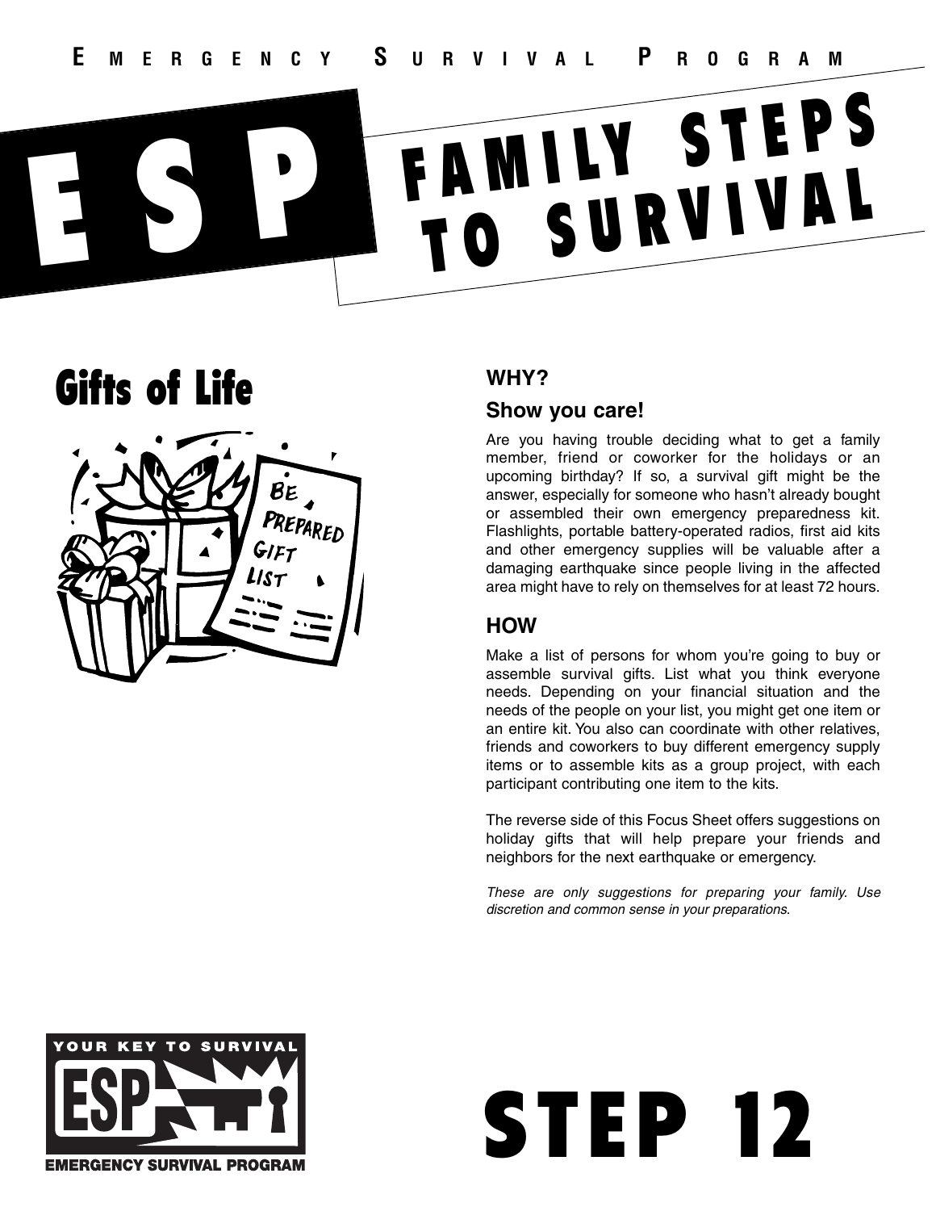EMERGENCY SURVIVAL PROGRAM

# ESP FAMILY STEPS TO SURVIVAL

## Gifts of Life

### WHY?

### Show you care!

Are you having trouble deciding what to get a family member, friend or coworker for the holidays or an upcoming birthday? If so, a survival gift might be the answer, especially for someone who hasn't already bought or assembled their own emergency preparedness kit. Flashlights, portable battery-operated radios, first aid kits and other emergency supplies will be valuable after a damaging earthquake since people living in the affected area might have to rely on themselves for at least 72 hours.

### HOW

Make a list of persons for whom you're going to buy or assemble survival gifts. List what you think everyone needs. Depending on your financial situation and the needs of the people on your list, you might get one item or an entire kit. You also can coordinate with other relatives, friends and coworkers to buy different emergency supply items or to assemble kits as a group project, with each participant contributing one item to the kits.

The reverse side of this Focus Sheet offers suggestions on holiday gifts that will help prepare your friends and neighbors for the next earthquake or emergency.

*These are only suggestions for preparing your family. Use discretion and common sense in your preparations.*

YOUR KEY TO SURVIVAL
ESP
EMERGENCY SURVIVAL PROGRAM

# STEP 12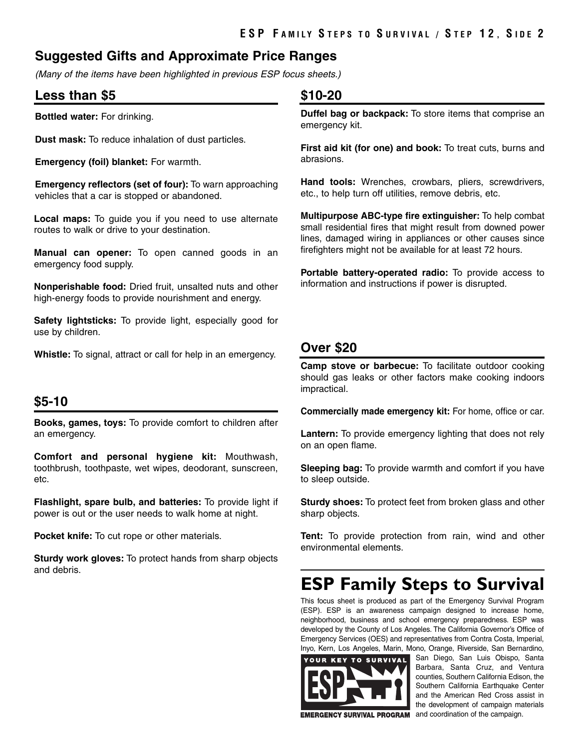## Suggested Gifts and Approximate Price Ranges

*(Many of the items have been highlighted in previous ESP focus sheets.)*

### Less than $5

**Bottled water:** For drinking.

**Dust mask:** To reduce inhalation of dust particles.

**Emergency (foil) blanket:** For warmth.

**Emergency reflectors (set of four):** To warn approaching vehicles that a car is stopped or abandoned.

**Local maps:** To guide you if you need to use alternate routes to walk or drive to your destination.

**Manual can opener:** To open canned goods in an emergency food supply.

**Nonperishable food:** Dried fruit, unsalted nuts and other high-energy foods to provide nourishment and energy.

**Safety lightsticks:** To provide light, especially good for use by children.

**Whistle:** To signal, attract or call for help in an emergency.

### $5-10

**Books, games, toys:** To provide comfort to children after an emergency.

**Comfort and personal hygiene kit:** Mouthwash, toothbrush, toothpaste, wet wipes, deodorant, sunscreen, etc.

**Flashlight, spare bulb, and batteries:** To provide light if power is out or the user needs to walk home at night.

**Pocket knife:** To cut rope or other materials.

**Sturdy work gloves:** To protect hands from sharp objects and debris.

### $10-20

**Duffel bag or backpack:** To store items that comprise an emergency kit.

**First aid kit (for one) and book:** To treat cuts, burns and abrasions.

**Hand tools:** Wrenches, crowbars, pliers, screwdrivers, etc., to help turn off utilities, remove debris, etc.

**Multipurpose ABC-type fire extinguisher:** To help combat small residential fires that might result from downed power lines, damaged wiring in appliances or other causes since firefighters might not be available for at least 72 hours.

**Portable battery-operated radio:** To provide access to information and instructions if power is disrupted.

### Over $20

**Camp stove or barbecue:** To facilitate outdoor cooking should gas leaks or other factors make cooking indoors impractical.

**Commercially made emergency kit:** For home, office or car.

**Lantern:** To provide emergency lighting that does not rely on an open flame.

**Sleeping bag:** To provide warmth and comfort if you have to sleep outside.

**Sturdy shoes:** To protect feet from broken glass and other sharp objects.

**Tent:** To provide protection from rain, wind and other environmental elements.

## ESP Family Steps to Survival

This focus sheet is produced as part of the Emergency Survival Program (ESP). ESP is an awareness campaign designed to increase home, neighborhood, business and school emergency preparedness. ESP was developed by the County of Los Angeles. The California Governor's Office of Emergency Services (OES) and representatives from Contra Costa, Imperial, Inyo, Kern, Los Angeles, Marin, Mono, Orange, Riverside, San Bernardino, San Diego, San Luis Obispo, Santa Barbara, Santa Cruz, and Ventura counties, Southern California Edison, the Southern California Earthquake Center and the American Red Cross assist in the development of campaign materials and coordination of the campaign.

YOUR KEY TO SURVIVAL

ESP

EMERGENCY SURVIVAL PROGRAM